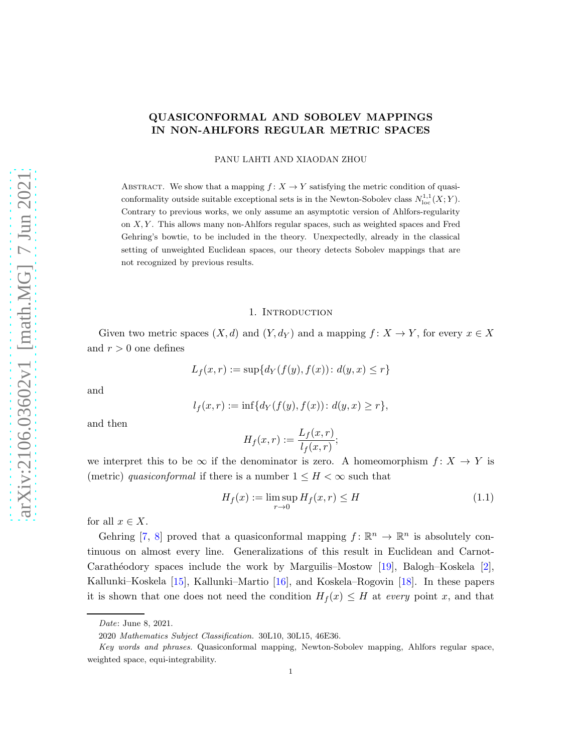# QUASICONFORMAL AND SOBOLEV MAPPINGS IN NON-AHLFORS REGULAR METRIC SPACES

PANU LAHTI AND XIAODAN ZHOU

Abstract. We show that a mapping $f\colon X\to Y$ satisfying the metric condition of quasiconformality outside suitable exceptional sets is in the Newton-Sobolev class $N^{1,1}_{\mathrm{loc}}(X;Y)$. Contrary to previous works, we only assume an asymptotic version of Ahlfors-regularity on $X, Y$. This allows many non-Ahlfors regular spaces, such as weighted spaces and Fred Gehring's bowtie, to be included in the theory. Unexpectedly, already in the classical setting of unweighted Euclidean spaces, our theory detects Sobolev mappings that are not recognized by previous results.

## 1. Introduction

Given two metric spaces $(X, d)$ and $(Y, d_Y)$ and a mapping $f\colon X\to Y$, for every $x\in X$ and $r>0$ one defines

$$L_f(x,r) := \sup\{d_Y(f(y), f(x))\colon d(y,x)\le r\}$$

and

$$l_f(x,r) := \inf\{d_Y(f(y), f(x))\colon d(y,x)\ge r\},$$

and then

$$H_f(x,r) := \frac{L_f(x,r)}{l_f(x,r)};$$

we interpret this to be $\infty$ if the denominator is zero. A homeomorphism $f\colon X\to Y$ is (metric) *quasiconformal* if there is a number $1\le H<\infty$ such that

$$H_f(x) := \limsup_{r\to 0} H_f(x,r)\le H \tag{1.1}$$

for all $x\in X$.

Gehring [7, 8] proved that a quasiconformal mapping $f\colon \mathbb{R}^n\to\mathbb{R}^n$ is absolutely continuous on almost every line. Generalizations of this result in Euclidean and Carnot-Carathéodory spaces include the work by Marguilis–Mostow [19], Balogh–Koskela [2], Kallunki–Koskela [15], Kallunki–Martio [16], and Koskela–Rogovin [18]. In these papers it is shown that one does not need the condition $H_f(x)\le H$ at *every* point $x$, and that

Date: June 8, 2021.

2020 *Mathematics Subject Classification.* 30L10, 30L15, 46E36.

*Key words and phrases.* Quasiconformal mapping, Newton-Sobolev mapping, Ahlfors regular space, weighted space, equi-integrability.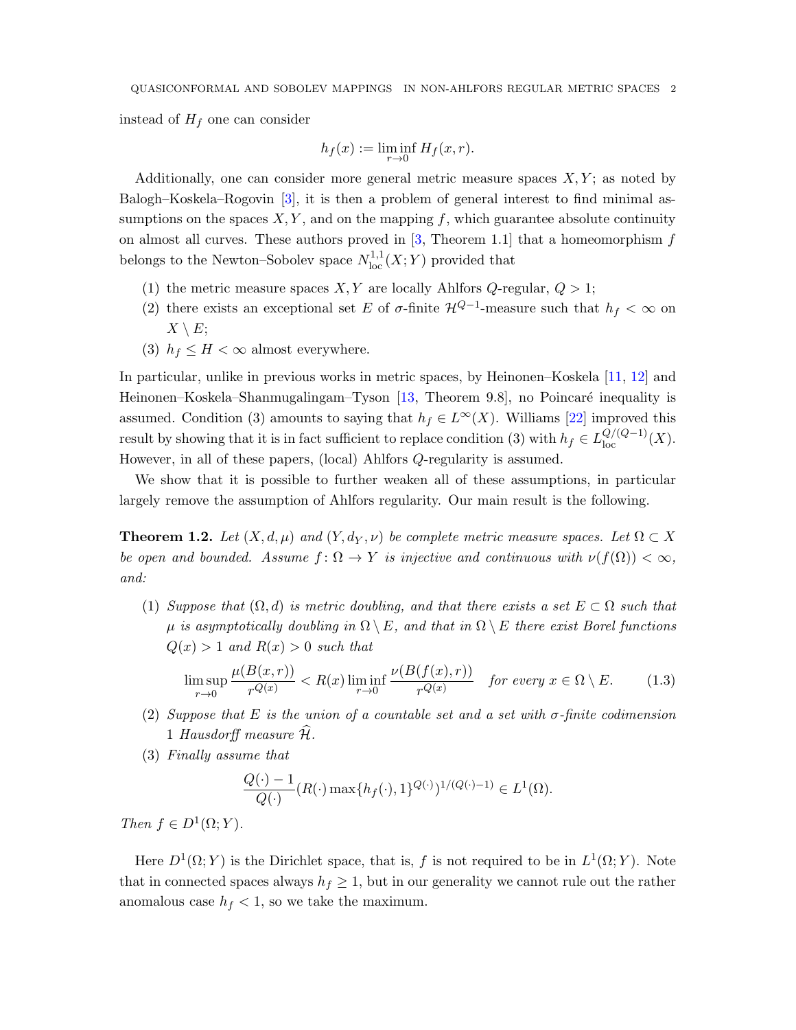instead of $H_f$ one can consider

$$h_f(x) := \liminf_{r\to 0} H_f(x,r).$$

Additionally, one can consider more general metric measure spaces $X, Y$; as noted by Balogh–Koskela–Rogovin [3], it is then a problem of general interest to find minimal assumptions on the spaces $X, Y$, and on the mapping $f$, which guarantee absolute continuity on almost all curves. These authors proved in [3, Theorem 1.1] that a homeomorphism $f$ belongs to the Newton–Sobolev space $N^{1,1}_{\mathrm{loc}}(X;Y)$ provided that

(1) the metric measure spaces $X, Y$ are locally Ahlfors $Q$-regular, $Q > 1$;
(2) there exists an exceptional set $E$ of $\sigma$-finite $\mathcal{H}^{Q-1}$-measure such that $h_f < \infty$ on $X \setminus E$;
(3) $h_f \le H < \infty$ almost everywhere.

In particular, unlike in previous works in metric spaces, by Heinonen–Koskela [11, 12] and Heinonen–Koskela–Shanmugalingam–Tyson [13, Theorem 9.8], no Poincaré inequality is assumed. Condition (3) amounts to saying that $h_f \in L^\infty(X)$. Williams [22] improved this result by showing that it is in fact sufficient to replace condition (3) with $h_f \in L^{Q/(Q-1)}_{\mathrm{loc}}(X)$. However, in all of these papers, (local) Ahlfors $Q$-regularity is assumed.

We show that it is possible to further weaken all of these assumptions, in particular largely remove the assumption of Ahlfors regularity. Our main result is the following.

**Theorem 1.2.** *Let $(X, d, \mu)$ and $(Y, d_Y, \nu)$ be complete metric measure spaces. Let $\Omega \subset X$ be open and bounded. Assume $f \colon \Omega \to Y$ is injective and continuous with $\nu(f(\Omega)) < \infty$, and:*

(1) *Suppose that $(\Omega, d)$ is metric doubling, and that there exists a set $E \subset \Omega$ such that $\mu$ is asymptotically doubling in $\Omega \setminus E$, and that in $\Omega \setminus E$ there exist Borel functions $Q(x) > 1$ and $R(x) > 0$ such that*

$$\limsup_{r\to 0} \frac{\mu(B(x,r))}{r^{Q(x)}} < R(x) \liminf_{r\to 0} \frac{\nu(B(f(x),r))}{r^{Q(x)}} \quad \text{for every } x \in \Omega \setminus E. \tag{1.3}$$

(2) *Suppose that $E$ is the union of a countable set and a set with $\sigma$-finite codimension 1 Hausdorff measure $\widehat{\mathcal{H}}$.*
(3) *Finally assume that*

$$\frac{Q(\cdot)-1}{Q(\cdot)} (R(\cdot) \max\{h_f(\cdot), 1\}^{Q(\cdot)})^{1/(Q(\cdot)-1)} \in L^1(\Omega).$$

*Then $f \in D^1(\Omega; Y)$.*

Here $D^1(\Omega; Y)$ is the Dirichlet space, that is, $f$ is not required to be in $L^1(\Omega; Y)$. Note that in connected spaces always $h_f \ge 1$, but in our generality we cannot rule out the rather anomalous case $h_f < 1$, so we take the maximum.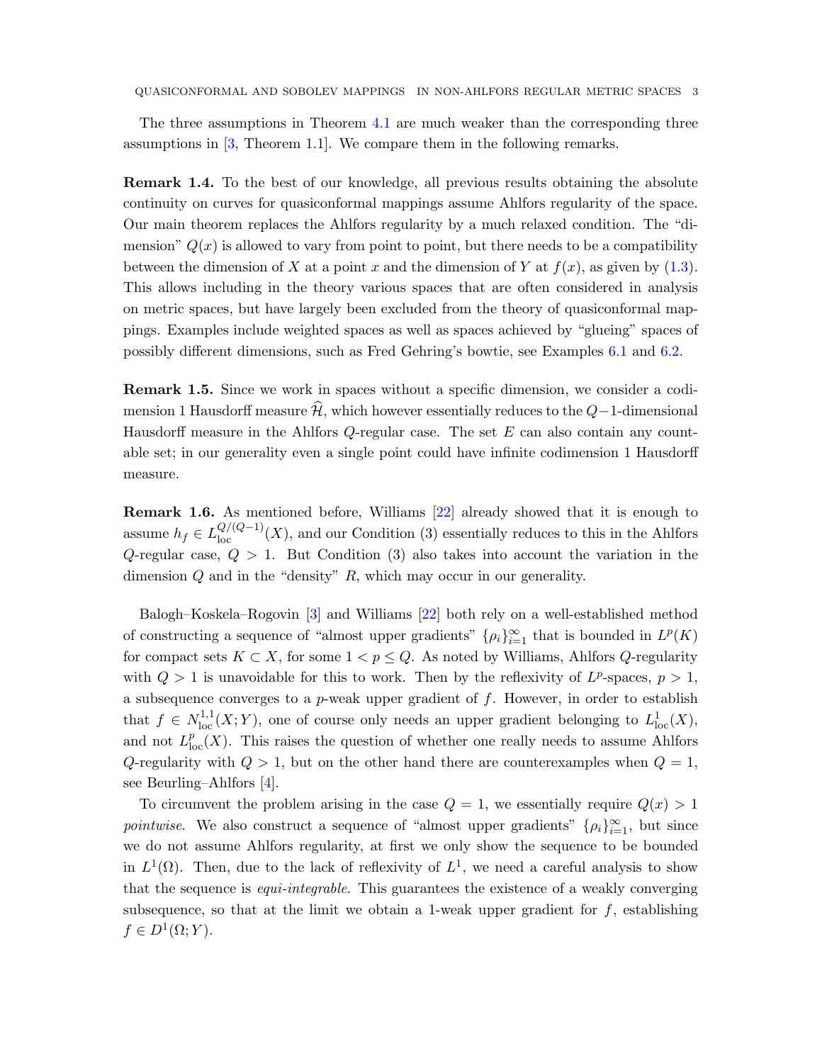The three assumptions in Theorem 4.1 are much weaker than the corresponding three assumptions in [3, Theorem 1.1]. We compare them in the following remarks.

**Remark 1.4.** To the best of our knowledge, all previous results obtaining the absolute continuity on curves for quasiconformal mappings assume Ahlfors regularity of the space. Our main theorem replaces the Ahlfors regularity by a much relaxed condition. The "dimension" $Q(x)$ is allowed to vary from point to point, but there needs to be a compatibility between the dimension of $X$ at a point $x$ and the dimension of $Y$ at $f(x)$, as given by (1.3). This allows including in the theory various spaces that are often considered in analysis on metric spaces, but have largely been excluded from the theory of quasiconformal mappings. Examples include weighted spaces as well as spaces achieved by "glueing" spaces of possibly different dimensions, such as Fred Gehring's bowtie, see Examples 6.1 and 6.2.

**Remark 1.5.** Since we work in spaces without a specific dimension, we consider a codimension 1 Hausdorff measure $\widehat{\mathcal{H}}$, which however essentially reduces to the $Q-1$-dimensional Hausdorff measure in the Ahlfors $Q$-regular case. The set $E$ can also contain any countable set; in our generality even a single point could have infinite codimension 1 Hausdorff measure.

**Remark 1.6.** As mentioned before, Williams [22] already showed that it is enough to assume $h_f \in L^{Q/(Q-1)}_{\mathrm{loc}}(X)$, and our Condition (3) essentially reduces to this in the Ahlfors $Q$-regular case, $Q > 1$. But Condition (3) also takes into account the variation in the dimension $Q$ and in the "density" $R$, which may occur in our generality.

Balogh–Koskela–Rogovin [3] and Williams [22] both rely on a well-established method of constructing a sequence of "almost upper gradients" $\{\rho_i\}_{i=1}^{\infty}$ that is bounded in $L^p(K)$ for compact sets $K \subset X$, for some $1 < p \leq Q$. As noted by Williams, Ahlfors $Q$-regularity with $Q > 1$ is unavoidable for this to work. Then by the reflexivity of $L^p$-spaces, $p > 1$, a subsequence converges to a $p$-weak upper gradient of $f$. However, in order to establish that $f \in N^{1,1}_{\mathrm{loc}}(X;Y)$, one of course only needs an upper gradient belonging to $L^1_{\mathrm{loc}}(X)$, and not $L^p_{\mathrm{loc}}(X)$. This raises the question of whether one really needs to assume Ahlfors $Q$-regularity with $Q > 1$, but on the other hand there are counterexamples when $Q = 1$, see Beurling–Ahlfors [4].

To circumvent the problem arising in the case $Q = 1$, we essentially require $Q(x) > 1$ *pointwise*. We also construct a sequence of "almost upper gradients" $\{\rho_i\}_{i=1}^{\infty}$, but since we do not assume Ahlfors regularity, at first we only show the sequence to be bounded in $L^1(\Omega)$. Then, due to the lack of reflexivity of $L^1$, we need a careful analysis to show that the sequence is *equi-integrable*. This guarantees the existence of a weakly converging subsequence, so that at the limit we obtain a 1-weak upper gradient for $f$, establishing $f \in D^1(\Omega; Y)$.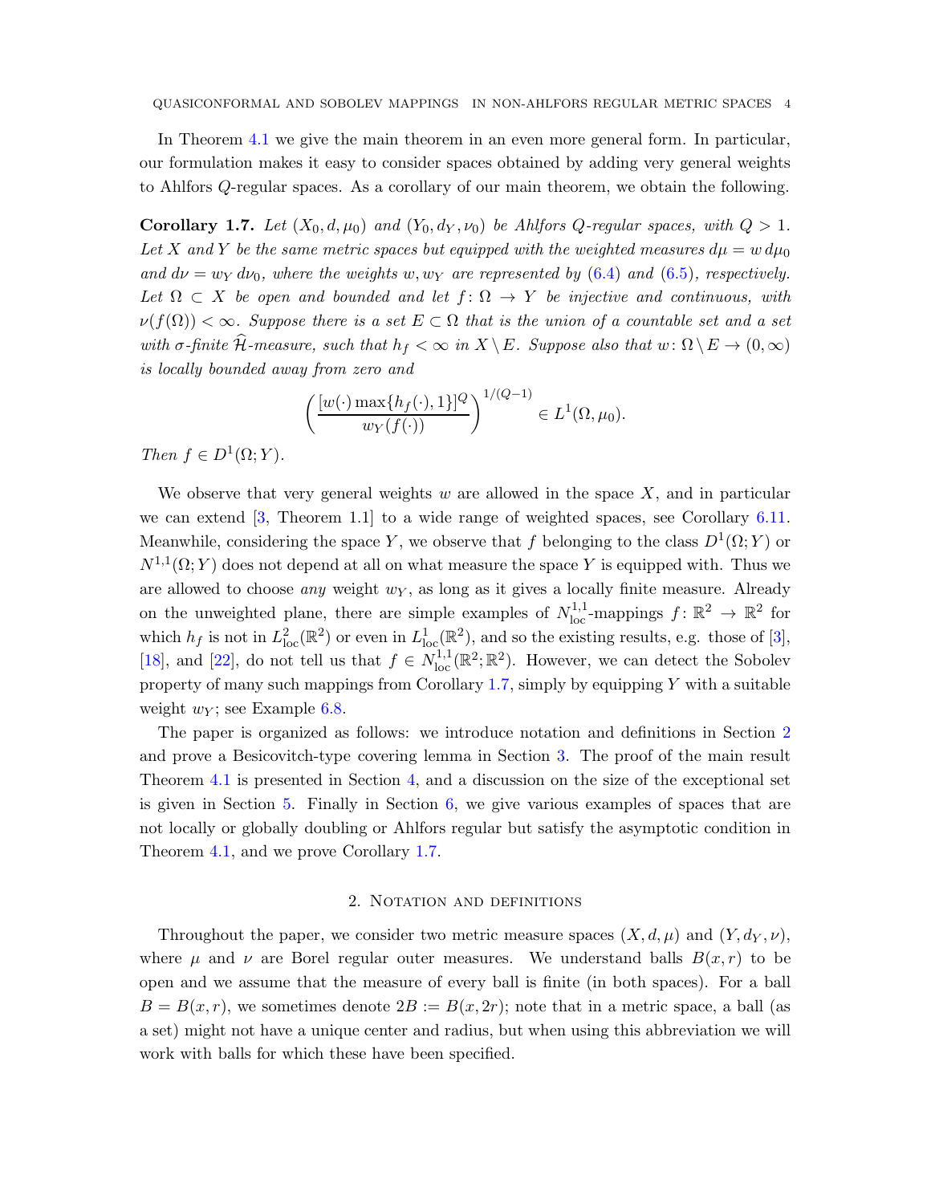In Theorem 4.1 we give the main theorem in an even more general form. In particular, our formulation makes it easy to consider spaces obtained by adding very general weights to Ahlfors $Q$-regular spaces. As a corollary of our main theorem, we obtain the following.

**Corollary 1.7.** *Let $(X_0, d, \mu_0)$ and $(Y_0, d_Y, \nu_0)$ be Ahlfors $Q$-regular spaces, with $Q > 1$. Let $X$ and $Y$ be the same metric spaces but equipped with the weighted measures $d\mu = w\, d\mu_0$ and $d\nu = w_Y\, d\nu_0$, where the weights $w, w_Y$ are represented by (6.4) and (6.5), respectively. Let $\Omega \subset X$ be open and bounded and let $f\colon \Omega \to Y$ be injective and continuous, with $\nu(f(\Omega)) < \infty$. Suppose there is a set $E \subset \Omega$ that is the union of a countable set and a set with $\sigma$-finite $\widehat{\mathcal{H}}$-measure, such that $h_f < \infty$ in $X \setminus E$. Suppose also that $w\colon \Omega \setminus E \to (0, \infty)$ is locally bounded away from zero and*

$$\left(\frac{[w(\cdot)\max\{h_f(\cdot), 1\}]^Q}{w_Y(f(\cdot))}\right)^{1/(Q-1)} \in L^1(\Omega, \mu_0).$$

*Then $f \in D^1(\Omega; Y)$.*

We observe that very general weights $w$ are allowed in the space $X$, and in particular we can extend [3, Theorem 1.1] to a wide range of weighted spaces, see Corollary 6.11. Meanwhile, considering the space $Y$, we observe that $f$ belonging to the class $D^1(\Omega; Y)$ or $N^{1,1}(\Omega; Y)$ does not depend at all on what measure the space $Y$ is equipped with. Thus we are allowed to choose *any* weight $w_Y$, as long as it gives a locally finite measure. Already on the unweighted plane, there are simple examples of $N^{1,1}_{\mathrm{loc}}$-mappings $f\colon \mathbb{R}^2 \to \mathbb{R}^2$ for which $h_f$ is not in $L^2_{\mathrm{loc}}(\mathbb{R}^2)$ or even in $L^1_{\mathrm{loc}}(\mathbb{R}^2)$, and so the existing results, e.g. those of [3], [18], and [22], do not tell us that $f \in N^{1,1}_{\mathrm{loc}}(\mathbb{R}^2; \mathbb{R}^2)$. However, we can detect the Sobolev property of many such mappings from Corollary 1.7, simply by equipping $Y$ with a suitable weight $w_Y$; see Example 6.8.

The paper is organized as follows: we introduce notation and definitions in Section 2 and prove a Besicovitch-type covering lemma in Section 3. The proof of the main result Theorem 4.1 is presented in Section 4, and a discussion on the size of the exceptional set is given in Section 5. Finally in Section 6, we give various examples of spaces that are not locally or globally doubling or Ahlfors regular but satisfy the asymptotic condition in Theorem 4.1, and we prove Corollary 1.7.

## 2. Notation and definitions

Throughout the paper, we consider two metric measure spaces $(X, d, \mu)$ and $(Y, d_Y, \nu)$, where $\mu$ and $\nu$ are Borel regular outer measures. We understand balls $B(x, r)$ to be open and we assume that the measure of every ball is finite (in both spaces). For a ball $B = B(x, r)$, we sometimes denote $2B := B(x, 2r)$; note that in a metric space, a ball (as a set) might not have a unique center and radius, but when using this abbreviation we will work with balls for which these have been specified.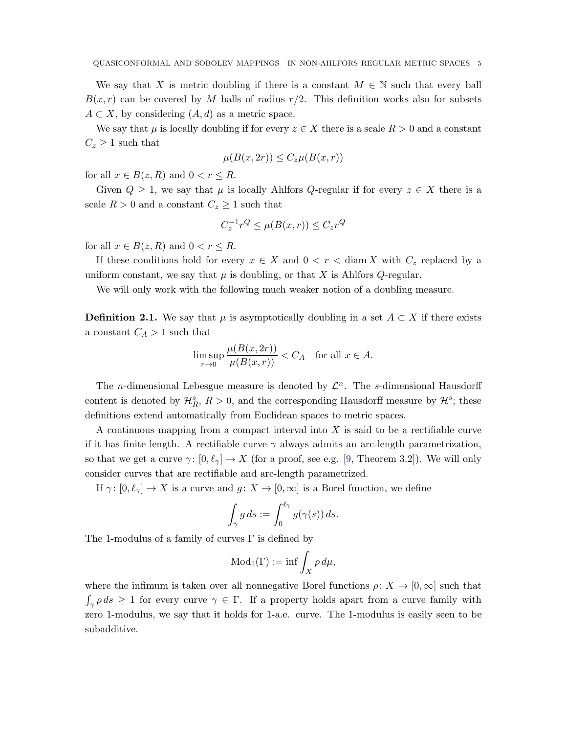We say that $X$ is metric doubling if there is a constant $M \in \mathbb{N}$ such that every ball $B(x, r)$ can be covered by $M$ balls of radius $r/2$. This definition works also for subsets $A \subset X$, by considering $(A, d)$ as a metric space.

We say that $\mu$ is locally doubling if for every $z \in X$ there is a scale $R > 0$ and a constant $C_z \geq 1$ such that

$$\mu(B(x, 2r)) \leq C_z \mu(B(x, r))$$

for all $x \in B(z, R)$ and $0 < r \leq R$.

Given $Q \geq 1$, we say that $\mu$ is locally Ahlfors $Q$-regular if for every $z \in X$ there is a scale $R > 0$ and a constant $C_z \geq 1$ such that

$$C_z^{-1} r^Q \leq \mu(B(x, r)) \leq C_z r^Q$$

for all $x \in B(z, R)$ and $0 < r \leq R$.

If these conditions hold for every $x \in X$ and $0 < r < \operatorname{diam} X$ with $C_z$ replaced by a uniform constant, we say that $\mu$ is doubling, or that $X$ is Ahlfors $Q$-regular.

We will only work with the following much weaker notion of a doubling measure.

**Definition 2.1.** We say that $\mu$ is asymptotically doubling in a set $A \subset X$ if there exists a constant $C_A > 1$ such that

$$\limsup_{r \to 0} \frac{\mu(B(x, 2r))}{\mu(B(x, r))} < C_A \quad \text{for all } x \in A.$$

The $n$-dimensional Lebesgue measure is denoted by $\mathcal{L}^n$. The $s$-dimensional Hausdorff content is denoted by $\mathcal{H}_R^s$, $R > 0$, and the corresponding Hausdorff measure by $\mathcal{H}^s$; these definitions extend automatically from Euclidean spaces to metric spaces.

A continuous mapping from a compact interval into $X$ is said to be a rectifiable curve if it has finite length. A rectifiable curve $\gamma$ always admits an arc-length parametrization, so that we get a curve $\gamma\colon [0, \ell_\gamma] \to X$ (for a proof, see e.g. [9, Theorem 3.2]). We will only consider curves that are rectifiable and arc-length parametrized.

If $\gamma\colon [0, \ell_\gamma] \to X$ is a curve and $g\colon X \to [0, \infty]$ is a Borel function, we define

$$\int_\gamma g \, ds := \int_0^{\ell_\gamma} g(\gamma(s)) \, ds.$$

The 1-modulus of a family of curves $\Gamma$ is defined by

$$\operatorname{Mod}_1(\Gamma) := \inf \int_X \rho \, d\mu,$$

where the infimum is taken over all nonnegative Borel functions $\rho\colon X \to [0, \infty]$ such that $\int_\gamma \rho \, ds \geq 1$ for every curve $\gamma \in \Gamma$. If a property holds apart from a curve family with zero 1-modulus, we say that it holds for 1-a.e. curve. The 1-modulus is easily seen to be subadditive.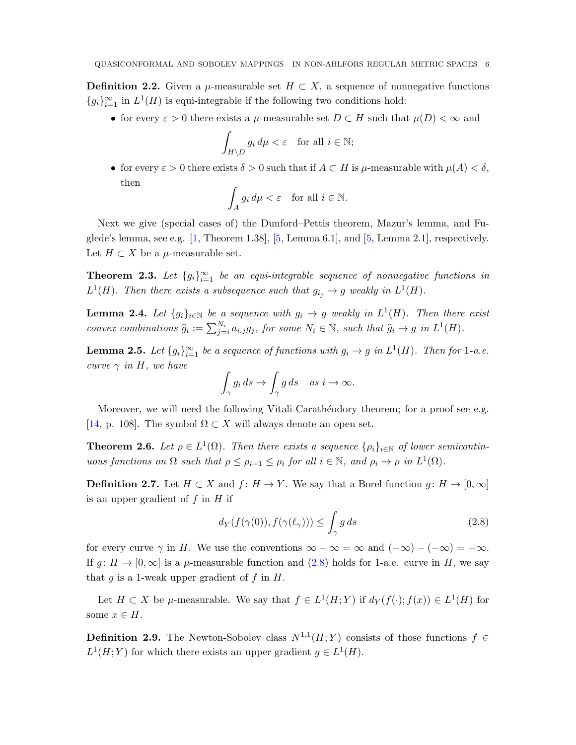**Definition 2.2.** Given a $\mu$-measurable set $H \subset X$, a sequence of nonnegative functions $\{g_i\}_{i=1}^\infty$ in $L^1(H)$ is equi-integrable if the following two conditions hold:

- for every $\varepsilon > 0$ there exists a $\mu$-measurable set $D \subset H$ such that $\mu(D) < \infty$ and
$$\int_{H \setminus D} g_i \, d\mu < \varepsilon \quad \text{for all } i \in \mathbb{N};$$
- for every $\varepsilon > 0$ there exists $\delta > 0$ such that if $A \subset H$ is $\mu$-measurable with $\mu(A) < \delta$, then
$$\int_A g_i \, d\mu < \varepsilon \quad \text{for all } i \in \mathbb{N}.$$

Next we give (special cases of) the Dunford–Pettis theorem, Mazur's lemma, and Fuglede's lemma, see e.g. [1, Theorem 1.38], [5, Lemma 6.1], and [5, Lemma 2.1], respectively. Let $H \subset X$ be a $\mu$-measurable set.

**Theorem 2.3.** *Let $\{g_i\}_{i=1}^\infty$ be an equi-integrable sequence of nonnegative functions in $L^1(H)$. Then there exists a subsequence such that $g_{i_j} \to g$ weakly in $L^1(H)$.*

**Lemma 2.4.** *Let $\{g_i\}_{i \in \mathbb{N}}$ be a sequence with $g_i \to g$ weakly in $L^1(H)$. Then there exist convex combinations $\widehat{g}_i := \sum_{j=i}^{N_i} a_{i,j} g_j$, for some $N_i \in \mathbb{N}$, such that $\widehat{g}_i \to g$ in $L^1(H)$.*

**Lemma 2.5.** *Let $\{g_i\}_{i=1}^\infty$ be a sequence of functions with $g_i \to g$ in $L^1(H)$. Then for 1-a.e. curve $\gamma$ in $H$, we have*
$$\int_\gamma g_i \, ds \to \int_\gamma g \, ds \quad \text{as } i \to \infty.$$

Moreover, we will need the following Vitali-Carathéodory theorem; for a proof see e.g. [14, p. 108]. The symbol $\Omega \subset X$ will always denote an open set.

**Theorem 2.6.** *Let $\rho \in L^1(\Omega)$. Then there exists a sequence $\{\rho_i\}_{i \in \mathbb{N}}$ of lower semicontinuous functions on $\Omega$ such that $\rho \le \rho_{i+1} \le \rho_i$ for all $i \in \mathbb{N}$, and $\rho_i \to \rho$ in $L^1(\Omega)$.*

**Definition 2.7.** Let $H \subset X$ and $f \colon H \to Y$. We say that a Borel function $g \colon H \to [0, \infty]$ is an upper gradient of $f$ in $H$ if
$$d_Y(f(\gamma(0)), f(\gamma(\ell_\gamma))) \le \int_\gamma g \, ds \tag{2.8}$$
for every curve $\gamma$ in $H$. We use the conventions $\infty - \infty = \infty$ and $(-\infty) - (-\infty) = -\infty$. If $g \colon H \to [0, \infty]$ is a $\mu$-measurable function and (2.8) holds for 1-a.e. curve in $H$, we say that $g$ is a 1-weak upper gradient of $f$ in $H$.

Let $H \subset X$ be $\mu$-measurable. We say that $f \in L^1(H; Y)$ if $d_Y(f(\cdot); f(x)) \in L^1(H)$ for some $x \in H$.

**Definition 2.9.** The Newton-Sobolev class $N^{1,1}(H; Y)$ consists of those functions $f \in L^1(H; Y)$ for which there exists an upper gradient $g \in L^1(H)$.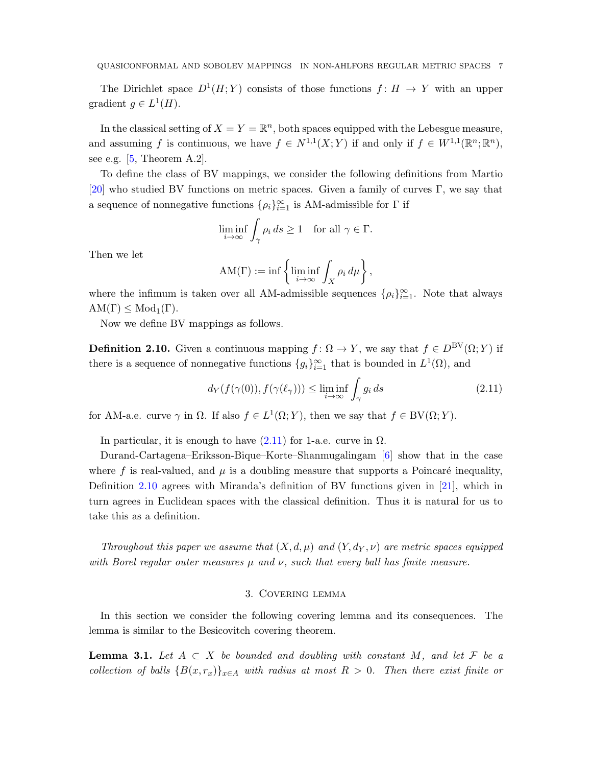The Dirichlet space $D^1(H;Y)$ consists of those functions $f\colon H \to Y$ with an upper gradient $g \in L^1(H)$.

In the classical setting of $X = Y = \mathbb{R}^n$, both spaces equipped with the Lebesgue measure, and assuming $f$ is continuous, we have $f \in N^{1,1}(X;Y)$ if and only if $f \in W^{1,1}(\mathbb{R}^n;\mathbb{R}^n)$, see e.g. [5, Theorem A.2].

To define the class of BV mappings, we consider the following definitions from Martio [20] who studied BV functions on metric spaces. Given a family of curves $\Gamma$, we say that a sequence of nonnegative functions $\{\rho_i\}_{i=1}^\infty$ is AM-admissible for $\Gamma$ if

$$\liminf_{i\to\infty} \int_\gamma \rho_i \, ds \geq 1 \quad \text{for all } \gamma \in \Gamma.$$

Then we let

$$\mathrm{AM}(\Gamma) := \inf \left\{ \liminf_{i\to\infty} \int_X \rho_i \, d\mu \right\},$$

where the infimum is taken over all AM-admissible sequences $\{\rho_i\}_{i=1}^\infty$. Note that always $\mathrm{AM}(\Gamma) \leq \mathrm{Mod}_1(\Gamma)$.

Now we define BV mappings as follows.

**Definition 2.10.** Given a continuous mapping $f\colon \Omega \to Y$, we say that $f \in D^{\mathrm{BV}}(\Omega;Y)$ if there is a sequence of nonnegative functions $\{g_i\}_{i=1}^\infty$ that is bounded in $L^1(\Omega)$, and

$$d_Y(f(\gamma(0)), f(\gamma(\ell_\gamma))) \leq \liminf_{i\to\infty} \int_\gamma g_i \, ds \tag{2.11}$$

for AM-a.e. curve $\gamma$ in $\Omega$. If also $f \in L^1(\Omega;Y)$, then we say that $f \in \mathrm{BV}(\Omega;Y)$.

In particular, it is enough to have (2.11) for 1-a.e. curve in $\Omega$.

Durand-Cartagena–Eriksson-Bique–Korte–Shanmugalingam [6] show that in the case where $f$ is real-valued, and $\mu$ is a doubling measure that supports a Poincaré inequality, Definition 2.10 agrees with Miranda's definition of BV functions given in [21], which in turn agrees in Euclidean spaces with the classical definition. Thus it is natural for us to take this as a definition.

*Throughout this paper we assume that $(X, d, \mu)$ and $(Y, d_Y, \nu)$ are metric spaces equipped with Borel regular outer measures $\mu$ and $\nu$, such that every ball has finite measure.*

## 3. Covering lemma

In this section we consider the following covering lemma and its consequences. The lemma is similar to the Besicovitch covering theorem.

**Lemma 3.1.** *Let $A \subset X$ be bounded and doubling with constant $M$, and let $\mathcal{F}$ be a collection of balls $\{B(x, r_x)\}_{x\in A}$ with radius at most $R > 0$. Then there exist finite or*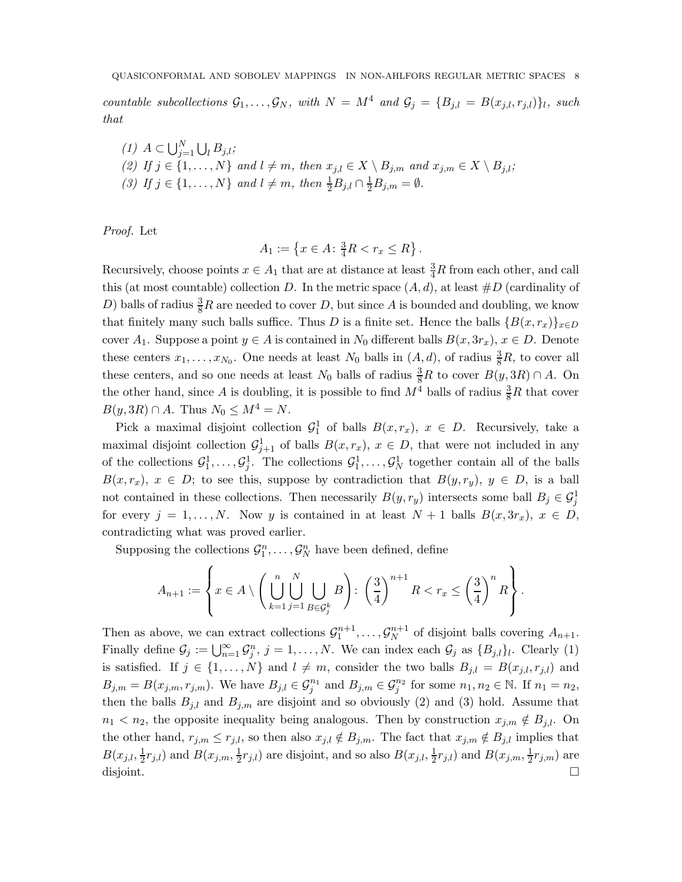*countable subcollections $\mathcal{G}_1, \ldots, \mathcal{G}_N$, with $N = M^4$ and $\mathcal{G}_j = \{B_{j,l} = B(x_{j,l}, r_{j,l})\}_l$, such that*

*(1) $A \subset \bigcup_{j=1}^N \bigcup_l B_{j,l}$;*
*(2) If $j \in \{1, \ldots, N\}$ and $l \neq m$, then $x_{j,l} \in X \setminus B_{j,m}$ and $x_{j,m} \in X \setminus B_{j,l}$;*
*(3) If $j \in \{1, \ldots, N\}$ and $l \neq m$, then $\frac{1}{2}B_{j,l} \cap \frac{1}{2}B_{j,m} = \emptyset$.*

*Proof.* Let

$$A_1 := \left\{ x \in A \colon \tfrac{3}{4}R < r_x \leq R \right\}.$$

Recursively, choose points $x \in A_1$ that are at distance at least $\frac{3}{4}R$ from each other, and call this (at most countable) collection $D$. In the metric space $(A, d)$, at least $\#D$ (cardinality of $D$) balls of radius $\frac{3}{8}R$ are needed to cover $D$, but since $A$ is bounded and doubling, we know that finitely many such balls suffice. Thus $D$ is a finite set. Hence the balls $\{B(x, r_x)\}_{x \in D}$ cover $A_1$. Suppose a point $y \in A$ is contained in $N_0$ different balls $B(x, 3r_x)$, $x \in D$. Denote these centers $x_1, \ldots, x_{N_0}$. One needs at least $N_0$ balls in $(A, d)$, of radius $\frac{3}{8}R$, to cover all these centers, and so one needs at least $N_0$ balls of radius $\frac{3}{8}R$ to cover $B(y, 3R) \cap A$. On the other hand, since $A$ is doubling, it is possible to find $M^4$ balls of radius $\frac{3}{8}R$ that cover $B(y, 3R) \cap A$. Thus $N_0 \leq M^4 = N$.

Pick a maximal disjoint collection $\mathcal{G}_1^1$ of balls $B(x, r_x)$, $x \in D$. Recursively, take a maximal disjoint collection $\mathcal{G}_{j+1}^1$ of balls $B(x, r_x)$, $x \in D$, that were not included in any of the collections $\mathcal{G}_1^1, \ldots, \mathcal{G}_j^1$. The collections $\mathcal{G}_1^1, \ldots, \mathcal{G}_N^1$ together contain all of the balls $B(x, r_x)$, $x \in D$; to see this, suppose by contradiction that $B(y, r_y)$, $y \in D$, is a ball not contained in these collections. Then necessarily $B(y, r_y)$ intersects some ball $B_j \in \mathcal{G}_j^1$ for every $j = 1, \ldots, N$. Now $y$ is contained in at least $N + 1$ balls $B(x, 3r_x)$, $x \in D$, contradicting what was proved earlier.

Supposing the collections $\mathcal{G}_1^n, \ldots, \mathcal{G}_N^n$ have been defined, define

$$A_{n+1} := \left\{ x \in A \setminus \left( \bigcup_{k=1}^{n} \bigcup_{j=1}^{N} \bigcup_{B \in \mathcal{G}_j^k} B \right) \colon \left(\frac{3}{4}\right)^{n+1} R < r_x \leq \left(\frac{3}{4}\right)^n R \right\}.$$

Then as above, we can extract collections $\mathcal{G}_1^{n+1}, \ldots, \mathcal{G}_N^{n+1}$ of disjoint balls covering $A_{n+1}$. Finally define $\mathcal{G}_j := \bigcup_{n=1}^{\infty} \mathcal{G}_j^n$, $j = 1, \ldots, N$. We can index each $\mathcal{G}_j$ as $\{B_{j,l}\}_l$. Clearly (1) is satisfied. If $j \in \{1, \ldots, N\}$ and $l \neq m$, consider the two balls $B_{j,l} = B(x_{j,l}, r_{j,l})$ and $B_{j,m} = B(x_{j,m}, r_{j,m})$. We have $B_{j,l} \in \mathcal{G}_j^{n_1}$ and $B_{j,m} \in \mathcal{G}_j^{n_2}$ for some $n_1, n_2 \in \mathbb{N}$. If $n_1 = n_2$, then the balls $B_{j,l}$ and $B_{j,m}$ are disjoint and so obviously (2) and (3) hold. Assume that $n_1 < n_2$, the opposite inequality being analogous. Then by construction $x_{j,m} \notin B_{j,l}$. On the other hand, $r_{j,m} \leq r_{j,l}$, so then also $x_{j,l} \notin B_{j,m}$. The fact that $x_{j,m} \notin B_{j,l}$ implies that $B(x_{j,l}, \frac{1}{2}r_{j,l})$ and $B(x_{j,m}, \frac{1}{2}r_{j,l})$ are disjoint, and so also $B(x_{j,l}, \frac{1}{2}r_{j,l})$ and $B(x_{j,m}, \frac{1}{2}r_{j,m})$ are disjoint. $\square$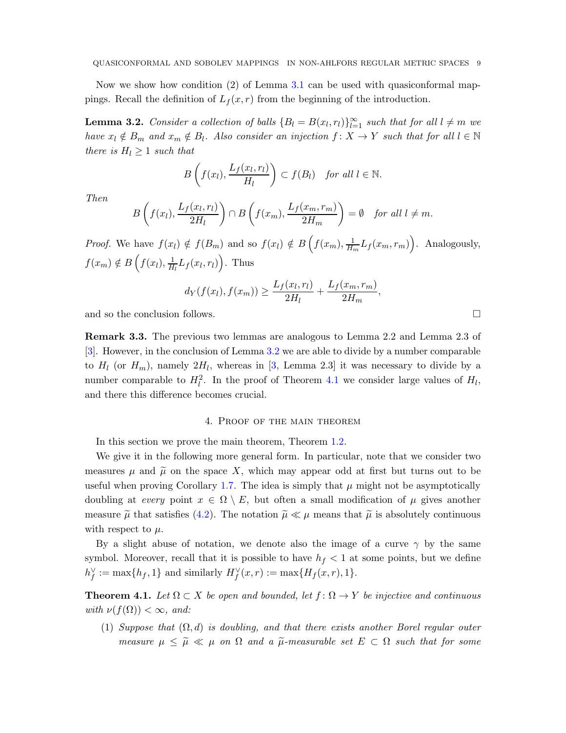Now we show how condition (2) of Lemma 3.1 can be used with quasiconformal mappings. Recall the definition of $L_f(x,r)$ from the beginning of the introduction.

**Lemma 3.2.** *Consider a collection of balls $\{B_l = B(x_l, r_l)\}_{l=1}^{\infty}$ such that for all $l \neq m$ we have $x_l \notin B_m$ and $x_m \notin B_l$. Also consider an injection $f\colon X \to Y$ such that for all $l \in \mathbb{N}$ there is $H_l \geq 1$ such that*

$$B\left(f(x_l), \frac{L_f(x_l, r_l)}{H_l}\right) \subset f(B_l) \quad \textit{for all } l \in \mathbb{N}.$$

*Then*

$$B\left(f(x_l), \frac{L_f(x_l, r_l)}{2H_l}\right) \cap B\left(f(x_m), \frac{L_f(x_m, r_m)}{2H_m}\right) = \emptyset \quad \textit{for all } l \neq m.$$

*Proof.* We have $f(x_l) \notin f(B_m)$ and so $f(x_l) \notin B\left(f(x_m), \frac{1}{H_m} L_f(x_m, r_m)\right)$. Analogously, $f(x_m) \notin B\left(f(x_l), \frac{1}{H_l} L_f(x_l, r_l)\right)$. Thus

$$d_Y(f(x_l), f(x_m)) \geq \frac{L_f(x_l, r_l)}{2H_l} + \frac{L_f(x_m, r_m)}{2H_m},$$

and so the conclusion follows. $\square$

**Remark 3.3.** The previous two lemmas are analogous to Lemma 2.2 and Lemma 2.3 of [3]. However, in the conclusion of Lemma 3.2 we are able to divide by a number comparable to $H_l$ (or $H_m$), namely $2H_l$, whereas in [3, Lemma 2.3] it was necessary to divide by a number comparable to $H_l^2$. In the proof of Theorem 4.1 we consider large values of $H_l$, and there this difference becomes crucial.

## 4. Proof of the main theorem

In this section we prove the main theorem, Theorem 1.2.

We give it in the following more general form. In particular, note that we consider two measures $\mu$ and $\widetilde{\mu}$ on the space $X$, which may appear odd at first but turns out to be useful when proving Corollary 1.7. The idea is simply that $\mu$ might not be asymptotically doubling at *every* point $x \in \Omega \setminus E$, but often a small modification of $\mu$ gives another measure $\widetilde{\mu}$ that satisfies (4.2). The notation $\widetilde{\mu} \ll \mu$ means that $\widetilde{\mu}$ is absolutely continuous with respect to $\mu$.

By a slight abuse of notation, we denote also the image of a curve $\gamma$ by the same symbol. Moreover, recall that it is possible to have $h_f < 1$ at some points, but we define $h_f^{\vee} := \max\{h_f, 1\}$ and similarly $H_f^{\vee}(x,r) := \max\{H_f(x,r), 1\}$.

**Theorem 4.1.** *Let $\Omega \subset X$ be open and bounded, let $f\colon \Omega \to Y$ be injective and continuous with $\nu(f(\Omega)) < \infty$, and:*

1. *Suppose that $(\Omega, d)$ is doubling, and that there exists another Borel regular outer measure $\mu \leq \widetilde{\mu} \ll \mu$ on $\Omega$ and a $\widetilde{\mu}$-measurable set $E \subset \Omega$ such that for some*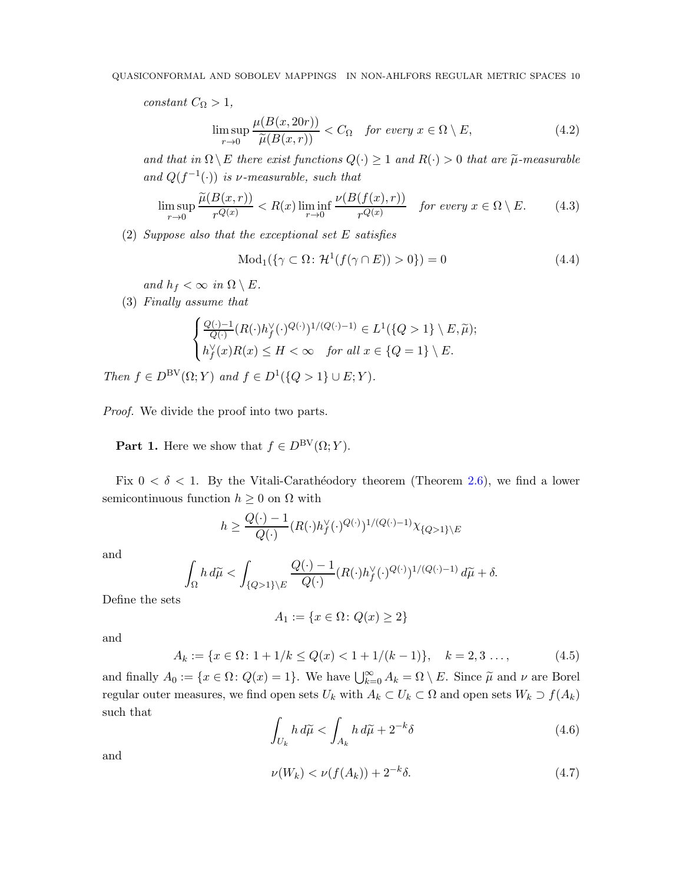*constant $C_\Omega > 1$,*

$$\limsup_{r\to 0} \frac{\mu(B(x,20r))}{\widetilde{\mu}(B(x,r))} < C_\Omega \quad \textit{for every } x \in \Omega \setminus E, \tag{4.2}$$

*and that in $\Omega \setminus E$ there exist functions $Q(\cdot) \ge 1$ and $R(\cdot) > 0$ that are $\widetilde{\mu}$-measurable and $Q(f^{-1}(\cdot))$ is $\nu$-measurable, such that*

$$\limsup_{r\to 0} \frac{\widetilde{\mu}(B(x,r))}{r^{Q(x)}} < R(x) \liminf_{r\to 0} \frac{\nu(B(f(x),r))}{r^{Q(x)}} \quad \textit{for every } x \in \Omega \setminus E. \tag{4.3}$$

(2) *Suppose also that the exceptional set $E$ satisfies*

$$\mathrm{Mod}_1(\{\gamma \subset \Omega \colon \mathcal{H}^1(f(\gamma \cap E)) > 0\}) = 0 \tag{4.4}$$

*and $h_f < \infty$ in $\Omega \setminus E$.*

(3) *Finally assume that*

$$\begin{cases} \frac{Q(\cdot)-1}{Q(\cdot)}(R(\cdot)h_f^{\vee}(\cdot)^{Q(\cdot)})^{1/(Q(\cdot)-1)} \in L^1(\{Q>1\}\setminus E, \widetilde{\mu}); \\ h_f^{\vee}(x)R(x) \le H < \infty \quad \textit{for all } x \in \{Q=1\}\setminus E. \end{cases}$$

*Then $f \in D^{\mathrm{BV}}(\Omega; Y)$ and $f \in D^1(\{Q>1\} \cup E; Y)$.*

*Proof.* We divide the proof into two parts.

**Part 1.** Here we show that $f \in D^{\mathrm{BV}}(\Omega; Y)$.

Fix $0 < \delta < 1$. By the Vitali-Carathéodory theorem (Theorem 2.6), we find a lower semicontinuous function $h \ge 0$ on $\Omega$ with

$$h \ge \frac{Q(\cdot)-1}{Q(\cdot)}(R(\cdot)h_f^{\vee}(\cdot)^{Q(\cdot)})^{1/(Q(\cdot)-1)}\chi_{\{Q>1\}\setminus E}$$

and

$$\int_\Omega h\, d\widetilde{\mu} < \int_{\{Q>1\}\setminus E} \frac{Q(\cdot)-1}{Q(\cdot)}(R(\cdot)h_f^{\vee}(\cdot)^{Q(\cdot)})^{1/(Q(\cdot)-1)}\, d\widetilde{\mu} + \delta.$$

Define the sets

$$A_1 := \{x \in \Omega \colon Q(x) \ge 2\}$$

and

$$A_k := \{x \in \Omega \colon 1 + 1/k \le Q(x) < 1 + 1/(k-1)\}, \quad k = 2, 3 \ldots, \tag{4.5}$$

and finally $A_0 := \{x \in \Omega \colon Q(x) = 1\}$. We have $\bigcup_{k=0}^{\infty} A_k = \Omega \setminus E$. Since $\widetilde{\mu}$ and $\nu$ are Borel regular outer measures, we find open sets $U_k$ with $A_k \subset U_k \subset \Omega$ and open sets $W_k \supset f(A_k)$ such that

$$\int_{U_k} h\, d\widetilde{\mu} < \int_{A_k} h\, d\widetilde{\mu} + 2^{-k}\delta \tag{4.6}$$

and

$$\nu(W_k) < \nu(f(A_k)) + 2^{-k}\delta. \tag{4.7}$$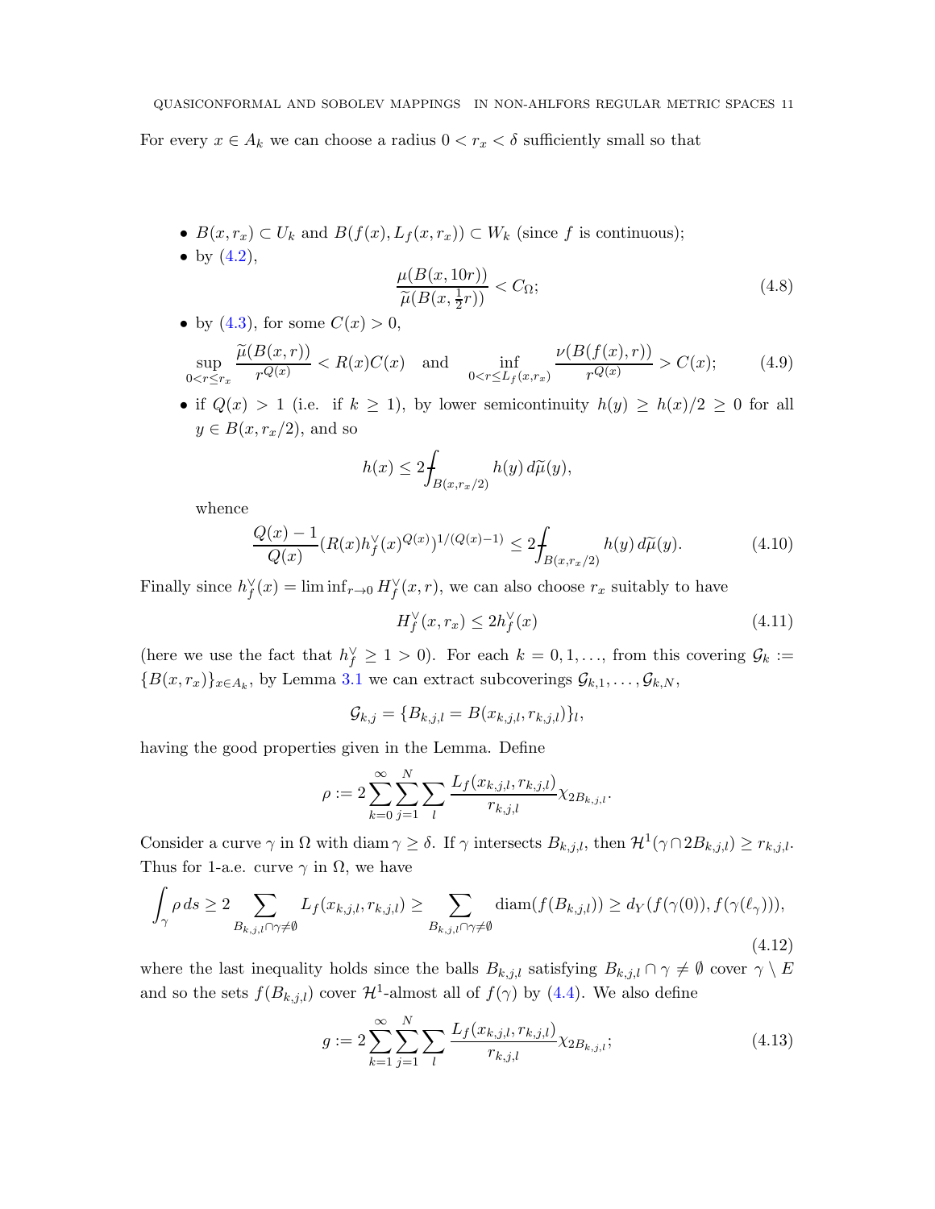For every $x \in A_k$ we can choose a radius $0 < r_x < \delta$ sufficiently small so that

- $B(x, r_x) \subset U_k$ and $B(f(x), L_f(x, r_x)) \subset W_k$ (since $f$ is continuous);
- by (4.2),

$$\frac{\mu(B(x, 10r))}{\widetilde{\mu}(B(x, \frac{1}{2}r))} < C_\Omega; \tag{4.8}$$

- by (4.3), for some $C(x) > 0$,

$$\sup_{0<r\le r_x} \frac{\widetilde{\mu}(B(x,r))}{r^{Q(x)}} < R(x)C(x) \quad \text{and} \quad \inf_{0<r\le L_f(x,r_x)} \frac{\nu(B(f(x),r))}{r^{Q(x)}} > C(x); \tag{4.9}$$

- if $Q(x) > 1$ (i.e. if $k \ge 1$), by lower semicontinuity $h(y) \ge h(x)/2 \ge 0$ for all $y \in B(x, r_x/2)$, and so

$$h(x) \le 2 \fint_{B(x,r_x/2)} h(y)\, d\widetilde{\mu}(y),$$

whence

$$\frac{Q(x)-1}{Q(x)} (R(x) h_f^\vee(x)^{Q(x)})^{1/(Q(x)-1)} \le 2 \fint_{B(x,r_x/2)} h(y)\, d\widetilde{\mu}(y). \tag{4.10}$$

Finally since $h_f^\vee(x) = \liminf_{r\to 0} H_f^\vee(x,r)$, we can also choose $r_x$ suitably to have

$$H_f^\vee(x, r_x) \le 2 h_f^\vee(x) \tag{4.11}$$

(here we use the fact that $h_f^\vee \ge 1 > 0$). For each $k = 0, 1, \ldots$, from this covering $\mathcal{G}_k := \{B(x, r_x)\}_{x\in A_k}$, by Lemma 3.1 we can extract subcoverings $\mathcal{G}_{k,1}, \ldots, \mathcal{G}_{k,N}$,

$$\mathcal{G}_{k,j} = \{B_{k,j,l} = B(x_{k,j,l}, r_{k,j,l})\}_l,$$

having the good properties given in the Lemma. Define

$$\rho := 2 \sum_{k=0}^{\infty} \sum_{j=1}^{N} \sum_{l} \frac{L_f(x_{k,j,l}, r_{k,j,l})}{r_{k,j,l}} \chi_{2B_{k,j,l}}.$$

Consider a curve $\gamma$ in $\Omega$ with $\operatorname{diam} \gamma \ge \delta$. If $\gamma$ intersects $B_{k,j,l}$, then $\mathcal{H}^1(\gamma \cap 2B_{k,j,l}) \ge r_{k,j,l}$. Thus for 1-a.e. curve $\gamma$ in $\Omega$, we have

$$\int_\gamma \rho\, ds \ge 2 \sum_{B_{k,j,l}\cap\gamma\neq\emptyset} L_f(x_{k,j,l}, r_{k,j,l}) \ge \sum_{B_{k,j,l}\cap\gamma\neq\emptyset} \operatorname{diam}(f(B_{k,j,l})) \ge d_Y(f(\gamma(0)), f(\gamma(\ell_\gamma))), \tag{4.12}$$

where the last inequality holds since the balls $B_{k,j,l}$ satisfying $B_{k,j,l} \cap \gamma \neq \emptyset$ cover $\gamma \setminus E$ and so the sets $f(B_{k,j,l})$ cover $\mathcal{H}^1$-almost all of $f(\gamma)$ by (4.4). We also define

$$g := 2 \sum_{k=1}^{\infty} \sum_{j=1}^{N} \sum_{l} \frac{L_f(x_{k,j,l}, r_{k,j,l})}{r_{k,j,l}} \chi_{2B_{k,j,l}}; \tag{4.13}$$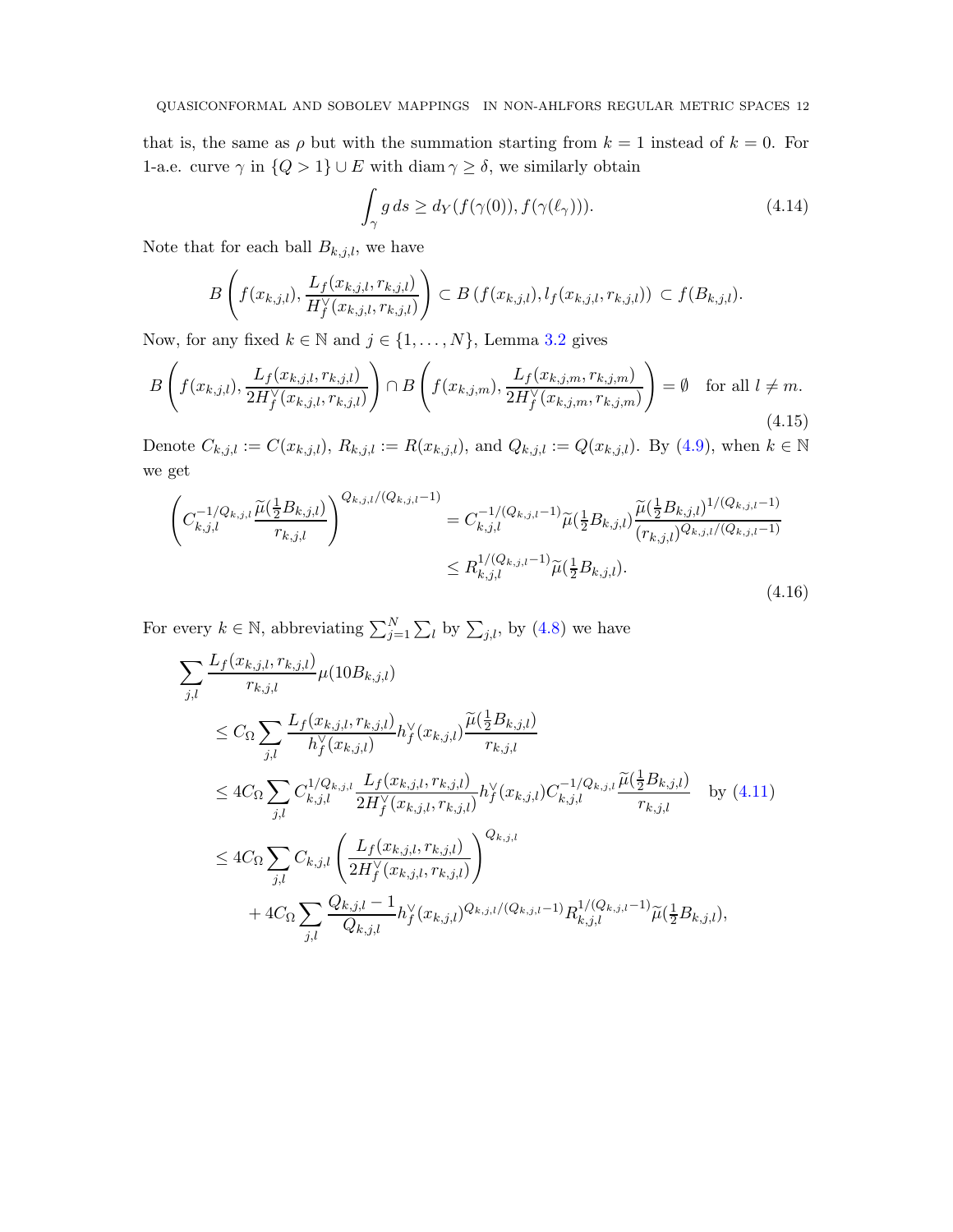that is, the same as $\rho$ but with the summation starting from $k = 1$ instead of $k = 0$. For 1-a.e. curve $\gamma$ in $\{Q > 1\} \cup E$ with $\operatorname{diam} \gamma \geq \delta$, we similarly obtain

$$\int_\gamma g \, ds \geq d_Y(f(\gamma(0)), f(\gamma(\ell_\gamma))). \tag{4.14}$$

Note that for each ball $B_{k,j,l}$, we have

$$B\left(f(x_{k,j,l}), \frac{L_f(x_{k,j,l}, r_{k,j,l})}{H_f^\vee(x_{k,j,l}, r_{k,j,l})}\right) \subset B\left(f(x_{k,j,l}), l_f(x_{k,j,l}, r_{k,j,l})\right) \subset f(B_{k,j,l}).$$

Now, for any fixed $k \in \mathbb{N}$ and $j \in \{1, \ldots, N\}$, Lemma 3.2 gives

$$B\left(f(x_{k,j,l}), \frac{L_f(x_{k,j,l}, r_{k,j,l})}{2H_f^\vee(x_{k,j,l}, r_{k,j,l})}\right) \cap B\left(f(x_{k,j,m}), \frac{L_f(x_{k,j,m}, r_{k,j,m})}{2H_f^\vee(x_{k,j,m}, r_{k,j,m})}\right) = \emptyset \quad \text{for all } l \neq m. \tag{4.15}$$

Denote $C_{k,j,l} := C(x_{k,j,l})$, $R_{k,j,l} := R(x_{k,j,l})$, and $Q_{k,j,l} := Q(x_{k,j,l})$. By (4.9), when $k \in \mathbb{N}$ we get

$$\begin{aligned}
\left(C_{k,j,l}^{-1/Q_{k,j,l}} \frac{\widetilde{\mu}(\frac{1}{2}B_{k,j,l})}{r_{k,j,l}}\right)^{Q_{k,j,l}/(Q_{k,j,l}-1)} &= C_{k,j,l}^{-1/(Q_{k,j,l}-1)} \widetilde{\mu}(\tfrac{1}{2}B_{k,j,l}) \frac{\widetilde{\mu}(\frac{1}{2}B_{k,j,l})^{1/(Q_{k,j,l}-1)}}{(r_{k,j,l})^{Q_{k,j,l}/(Q_{k,j,l}-1)}} \\
&\leq R_{k,j,l}^{1/(Q_{k,j,l}-1)} \widetilde{\mu}(\tfrac{1}{2}B_{k,j,l}).
\end{aligned} \tag{4.16}$$

For every $k \in \mathbb{N}$, abbreviating $\sum_{j=1}^N \sum_l$ by $\sum_{j,l}$, by (4.8) we have

$$\begin{aligned}
&\sum_{j,l} \frac{L_f(x_{k,j,l}, r_{k,j,l})}{r_{k,j,l}} \mu(10B_{k,j,l}) \\
&\quad\leq C_\Omega \sum_{j,l} \frac{L_f(x_{k,j,l}, r_{k,j,l})}{h_f^\vee(x_{k,j,l})} h_f^\vee(x_{k,j,l}) \frac{\widetilde{\mu}(\frac{1}{2}B_{k,j,l})}{r_{k,j,l}} \\
&\quad\leq 4C_\Omega \sum_{j,l} C_{k,j,l}^{1/Q_{k,j,l}} \frac{L_f(x_{k,j,l}, r_{k,j,l})}{2H_f^\vee(x_{k,j,l}, r_{k,j,l})} h_f^\vee(x_{k,j,l}) C_{k,j,l}^{-1/Q_{k,j,l}} \frac{\widetilde{\mu}(\frac{1}{2}B_{k,j,l})}{r_{k,j,l}} \quad \text{by (4.11)} \\
&\quad\leq 4C_\Omega \sum_{j,l} C_{k,j,l} \left(\frac{L_f(x_{k,j,l}, r_{k,j,l})}{2H_f^\vee(x_{k,j,l}, r_{k,j,l})}\right)^{Q_{k,j,l}} \\
&\qquad + 4C_\Omega \sum_{j,l} \frac{Q_{k,j,l}-1}{Q_{k,j,l}} h_f^\vee(x_{k,j,l})^{Q_{k,j,l}/(Q_{k,j,l}-1)} R_{k,j,l}^{1/(Q_{k,j,l}-1)} \widetilde{\mu}(\tfrac{1}{2}B_{k,j,l}),
\end{aligned}$$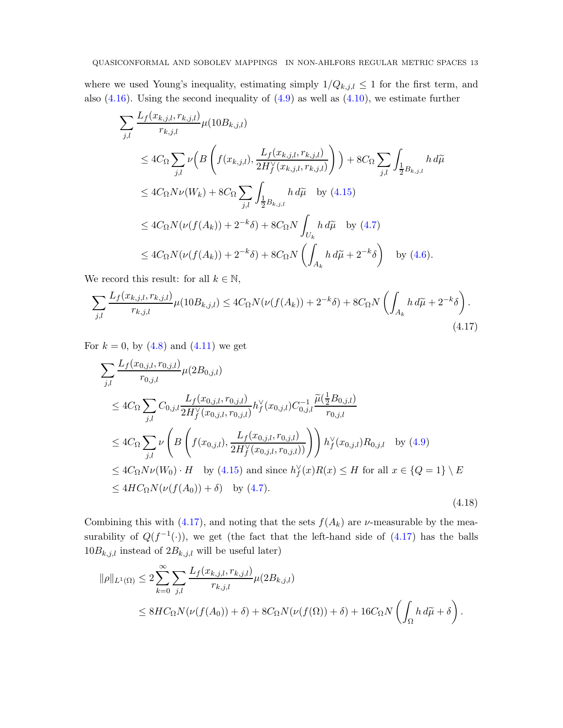where we used Young's inequality, estimating simply $1/Q_{k,j,l} \leq 1$ for the first term, and also (4.16). Using the second inequality of (4.9) as well as (4.10), we estimate further

$$
\begin{aligned}
\sum_{j,l} & \frac{L_f(x_{k,j,l}, r_{k,j,l})}{r_{k,j,l}} \mu(10B_{k,j,l}) \\
&\leq 4C_\Omega \sum_{j,l} \nu\Big(B\left(f(x_{k,j,l}), \frac{L_f(x_{k,j,l}, r_{k,j,l})}{2H_f^\vee(x_{k,j,l}, r_{k,j,l})}\right)\Big) + 8C_\Omega \sum_{j,l} \int_{\frac{1}{2}B_{k,j,l}} h \, d\widetilde{\mu} \\
&\leq 4C_\Omega N \nu(W_k) + 8C_\Omega \sum_{j,l} \int_{\frac{1}{2}B_{k,j,l}} h \, d\widetilde{\mu} \quad \text{by (4.15)} \\
&\leq 4C_\Omega N(\nu(f(A_k)) + 2^{-k}\delta) + 8C_\Omega N \int_{U_k} h \, d\widetilde{\mu} \quad \text{by (4.7)} \\
&\leq 4C_\Omega N(\nu(f(A_k)) + 2^{-k}\delta) + 8C_\Omega N \left(\int_{A_k} h \, d\widetilde{\mu} + 2^{-k}\delta\right) \quad \text{by (4.6)}.
\end{aligned}
$$

We record this result: for all $k \in \mathbb{N}$,

$$
\sum_{j,l} \frac{L_f(x_{k,j,l}, r_{k,j,l})}{r_{k,j,l}} \mu(10B_{k,j,l}) \leq 4C_\Omega N(\nu(f(A_k)) + 2^{-k}\delta) + 8C_\Omega N \left(\int_{A_k} h \, d\widetilde{\mu} + 2^{-k}\delta\right). \tag{4.17}
$$

For $k = 0$, by (4.8) and (4.11) we get

$$
\begin{aligned}
\sum_{j,l} & \frac{L_f(x_{0,j,l}, r_{0,j,l})}{r_{0,j,l}} \mu(2B_{0,j,l}) \\
&\leq 4C_\Omega \sum_{j,l} C_{0,j,l} \frac{L_f(x_{0,j,l}, r_{0,j,l})}{2H_f^\vee(x_{0,j,l}, r_{0,j,l})} h_f^\vee(x_{0,j,l}) C_{0,j,l}^{-1} \frac{\widetilde{\mu}(\frac{1}{2}B_{0,j,l})}{r_{0,j,l}} \\
&\leq 4C_\Omega \sum_{j,l} \nu\left(B\left(f(x_{0,j,l}), \frac{L_f(x_{0,j,l}, r_{0,j,l})}{2H_f^\vee(x_{0,j,l}, r_{0,j,l}))}\right)\right) h_f^\vee(x_{0,j,l}) R_{0,j,l} \quad \text{by (4.9)} \\
&\leq 4C_\Omega N \nu(W_0) \cdot H \quad \text{by (4.15) and since } h_f^\vee(x)R(x) \leq H \text{ for all } x \in \{Q = 1\} \setminus E \\
&\leq 4HC_\Omega N(\nu(f(A_0)) + \delta) \quad \text{by (4.7)}.
\end{aligned} \tag{4.18}
$$

Combining this with (4.17), and noting that the sets $f(A_k)$ are $\nu$-measurable by the measurability of $Q(f^{-1}(\cdot))$, we get (the fact that the left-hand side of (4.17) has the balls $10B_{k,j,l}$ instead of $2B_{k,j,l}$ will be useful later)

$$
\begin{aligned}
\|\rho\|_{L^1(\Omega)} &\leq 2 \sum_{k=0}^{\infty} \sum_{j,l} \frac{L_f(x_{k,j,l}, r_{k,j,l})}{r_{k,j,l}} \mu(2B_{k,j,l}) \\
&\leq 8HC_\Omega N(\nu(f(A_0)) + \delta) + 8C_\Omega N(\nu(f(\Omega)) + \delta) + 16C_\Omega N \left(\int_\Omega h \, d\widetilde{\mu} + \delta\right).
\end{aligned}
$$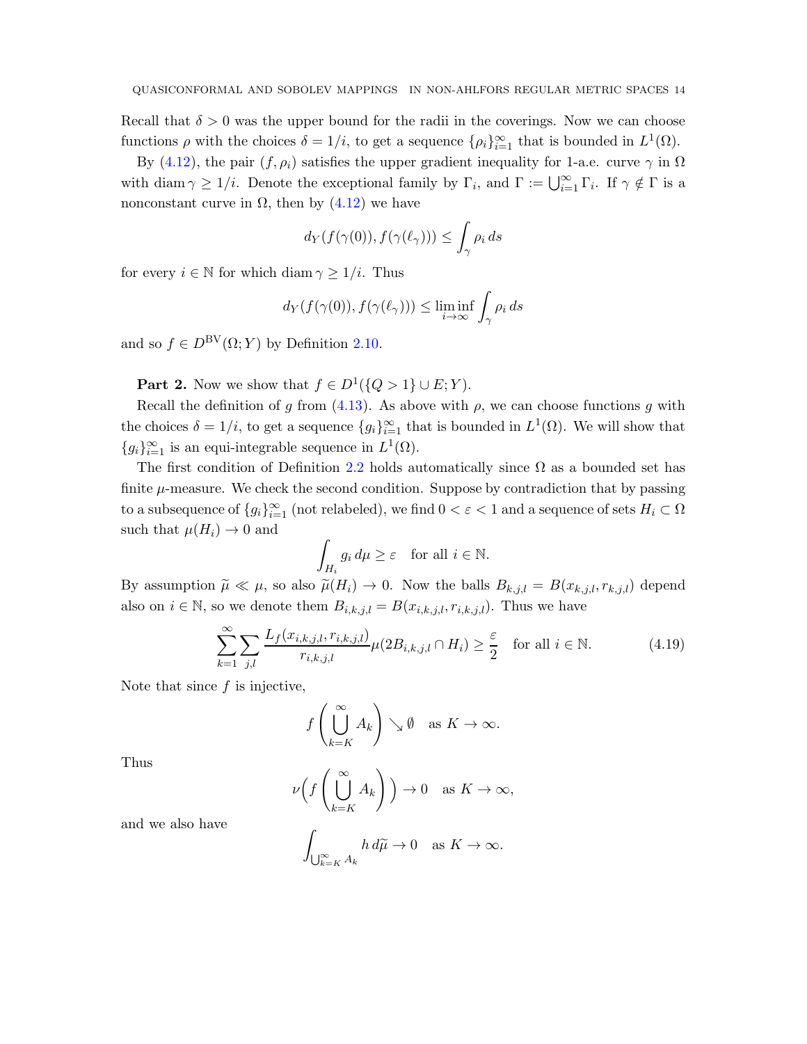Recall that $\delta > 0$ was the upper bound for the radii in the coverings. Now we can choose functions $\rho$ with the choices $\delta = 1/i$, to get a sequence $\{\rho_i\}_{i=1}^\infty$ that is bounded in $L^1(\Omega)$.

By (4.12), the pair $(f, \rho_i)$ satisfies the upper gradient inequality for 1-a.e. curve $\gamma$ in $\Omega$ with $\operatorname{diam}\gamma \geq 1/i$. Denote the exceptional family by $\Gamma_i$, and $\Gamma := \bigcup_{i=1}^\infty \Gamma_i$. If $\gamma \notin \Gamma$ is a nonconstant curve in $\Omega$, then by (4.12) we have

$$d_Y(f(\gamma(0)), f(\gamma(\ell_\gamma))) \leq \int_\gamma \rho_i \, ds$$

for every $i \in \mathbb{N}$ for which $\operatorname{diam}\gamma \geq 1/i$. Thus

$$d_Y(f(\gamma(0)), f(\gamma(\ell_\gamma))) \leq \liminf_{i\to\infty} \int_\gamma \rho_i \, ds$$

and so $f \in D^{\mathrm{BV}}(\Omega; Y)$ by Definition 2.10.

**Part 2.** Now we show that $f \in D^1(\{Q > 1\} \cup E; Y)$.

Recall the definition of $g$ from (4.13). As above with $\rho$, we can choose functions $g$ with the choices $\delta = 1/i$, to get a sequence $\{g_i\}_{i=1}^\infty$ that is bounded in $L^1(\Omega)$. We will show that $\{g_i\}_{i=1}^\infty$ is an equi-integrable sequence in $L^1(\Omega)$.

The first condition of Definition 2.2 holds automatically since $\Omega$ as a bounded set has finite $\mu$-measure. We check the second condition. Suppose by contradiction that by passing to a subsequence of $\{g_i\}_{i=1}^\infty$ (not relabeled), we find $0 < \varepsilon < 1$ and a sequence of sets $H_i \subset \Omega$ such that $\mu(H_i) \to 0$ and

$$\int_{H_i} g_i \, d\mu \geq \varepsilon \quad \text{for all } i \in \mathbb{N}.$$

By assumption $\widetilde{\mu} \ll \mu$, so also $\widetilde{\mu}(H_i) \to 0$. Now the balls $B_{k,j,l} = B(x_{k,j,l}, r_{k,j,l})$ depend also on $i \in \mathbb{N}$, so we denote them $B_{i,k,j,l} = B(x_{i,k,j,l}, r_{i,k,j,l})$. Thus we have

$$\sum_{k=1}^\infty \sum_{j,l} \frac{L_f(x_{i,k,j,l}, r_{i,k,j,l})}{r_{i,k,j,l}} \mu(2B_{i,k,j,l} \cap H_i) \geq \frac{\varepsilon}{2} \quad \text{for all } i \in \mathbb{N}. \tag{4.19}$$

Note that since $f$ is injective,

$$f\left(\bigcup_{k=K}^\infty A_k\right) \searrow \emptyset \quad \text{as } K \to \infty.$$

Thus

$$\nu\Big(f\left(\bigcup_{k=K}^\infty A_k\right)\Big) \to 0 \quad \text{as } K \to \infty,$$

and we also have

$$\int_{\bigcup_{k=K}^\infty A_k} h \, d\widetilde{\mu} \to 0 \quad \text{as } K \to \infty.$$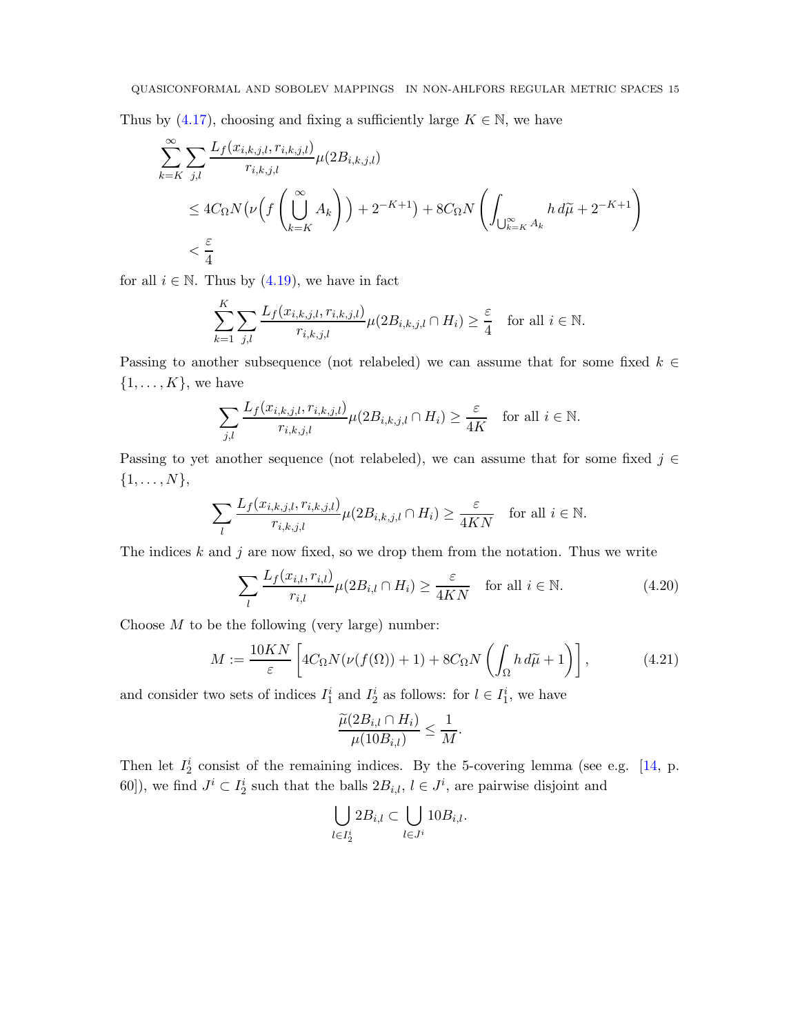Thus by (4.17), choosing and fixing a sufficiently large $K \in \mathbb{N}$, we have

$$
\begin{aligned}
&\sum_{k=K}^{\infty} \sum_{j,l} \frac{L_f(x_{i,k,j,l}, r_{i,k,j,l})}{r_{i,k,j,l}} \mu(2B_{i,k,j,l}) \\
&\quad \le 4C_\Omega N\Big(\nu\Big(f\Big(\bigcup_{k=K}^{\infty} A_k\Big)\Big) + 2^{-K+1}\Big) + 8C_\Omega N \left( \int_{\bigcup_{k=K}^{\infty} A_k} h \, d\widetilde{\mu} + 2^{-K+1} \right) \\
&\quad < \frac{\varepsilon}{4}
\end{aligned}
$$

for all $i \in \mathbb{N}$. Thus by (4.19), we have in fact

$$
\sum_{k=1}^{K} \sum_{j,l} \frac{L_f(x_{i,k,j,l}, r_{i,k,j,l})}{r_{i,k,j,l}} \mu(2B_{i,k,j,l} \cap H_i) \ge \frac{\varepsilon}{4} \quad \text{for all } i \in \mathbb{N}.
$$

Passing to another subsequence (not relabeled) we can assume that for some fixed $k \in \{1, \ldots, K\}$, we have

$$
\sum_{j,l} \frac{L_f(x_{i,k,j,l}, r_{i,k,j,l})}{r_{i,k,j,l}} \mu(2B_{i,k,j,l} \cap H_i) \ge \frac{\varepsilon}{4K} \quad \text{for all } i \in \mathbb{N}.
$$

Passing to yet another sequence (not relabeled), we can assume that for some fixed $j \in \{1, \ldots, N\}$,

$$
\sum_{l} \frac{L_f(x_{i,k,j,l}, r_{i,k,j,l})}{r_{i,k,j,l}} \mu(2B_{i,k,j,l} \cap H_i) \ge \frac{\varepsilon}{4KN} \quad \text{for all } i \in \mathbb{N}.
$$

The indices $k$ and $j$ are now fixed, so we drop them from the notation. Thus we write

$$
\sum_{l} \frac{L_f(x_{i,l}, r_{i,l})}{r_{i,l}} \mu(2B_{i,l} \cap H_i) \ge \frac{\varepsilon}{4KN} \quad \text{for all } i \in \mathbb{N}. \tag{4.20}
$$

Choose $M$ to be the following (very large) number:

$$
M := \frac{10KN}{\varepsilon} \left[ 4C_\Omega N(\nu(f(\Omega)) + 1) + 8C_\Omega N \left( \int_\Omega h \, d\widetilde{\mu} + 1 \right) \right], \tag{4.21}
$$

and consider two sets of indices $I_1^i$ and $I_2^i$ as follows: for $l \in I_1^i$, we have

$$
\frac{\widetilde{\mu}(2B_{i,l} \cap H_i)}{\mu(10B_{i,l})} \le \frac{1}{M}.
$$

Then let $I_2^i$ consist of the remaining indices. By the 5-covering lemma (see e.g. [14, p. 60]), we find $J^i \subset I_2^i$ such that the balls $2B_{i,l}$, $l \in J^i$, are pairwise disjoint and

$$
\bigcup_{l \in I_2^i} 2B_{i,l} \subset \bigcup_{l \in J^i} 10B_{i,l}.
$$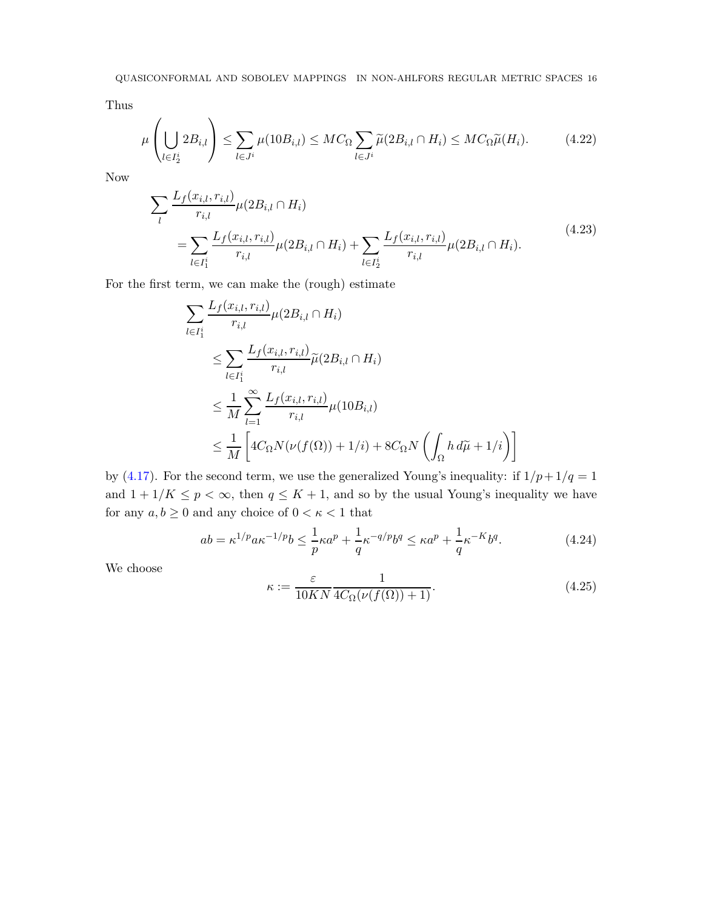Thus

$$\mu\left(\bigcup_{l\in I_2^i} 2B_{i,l}\right) \le \sum_{l\in J^i} \mu(10B_{i,l}) \le MC_\Omega \sum_{l\in J^i} \widetilde{\mu}(2B_{i,l}\cap H_i) \le MC_\Omega \widetilde{\mu}(H_i). \tag{4.22}$$

Now

$$\begin{aligned}
&\sum_l \frac{L_f(x_{i,l},r_{i,l})}{r_{i,l}}\mu(2B_{i,l}\cap H_i)\\
&\quad = \sum_{l\in I_1^i} \frac{L_f(x_{i,l},r_{i,l})}{r_{i,l}}\mu(2B_{i,l}\cap H_i) + \sum_{l\in I_2^i} \frac{L_f(x_{i,l},r_{i,l})}{r_{i,l}}\mu(2B_{i,l}\cap H_i).
\end{aligned} \tag{4.23}$$

For the first term, we can make the (rough) estimate

$$\begin{aligned}
&\sum_{l\in I_1^i} \frac{L_f(x_{i,l},r_{i,l})}{r_{i,l}}\mu(2B_{i,l}\cap H_i)\\
&\qquad \le \sum_{l\in I_1^i} \frac{L_f(x_{i,l},r_{i,l})}{r_{i,l}}\widetilde{\mu}(2B_{i,l}\cap H_i)\\
&\qquad \le \frac{1}{M}\sum_{l=1}^{\infty} \frac{L_f(x_{i,l},r_{i,l})}{r_{i,l}}\mu(10B_{i,l})\\
&\qquad \le \frac{1}{M}\left[4C_\Omega N(\nu(f(\Omega))+1/i) + 8C_\Omega N\left(\int_\Omega h\,d\widetilde{\mu} + 1/i\right)\right]
\end{aligned}$$

by (4.17). For the second term, we use the generalized Young's inequality: if $1/p+1/q=1$ and $1+1/K \le p < \infty$, then $q \le K+1$, and so by the usual Young's inequality we have for any $a,b\ge 0$ and any choice of $0<\kappa<1$ that

$$ab = \kappa^{1/p}a\kappa^{-1/p}b \le \frac{1}{p}\kappa a^p + \frac{1}{q}\kappa^{-q/p}b^q \le \kappa a^p + \frac{1}{q}\kappa^{-K}b^q. \tag{4.24}$$

We choose

$$\kappa := \frac{\varepsilon}{10KN}\frac{1}{4C_\Omega(\nu(f(\Omega))+1)}. \tag{4.25}$$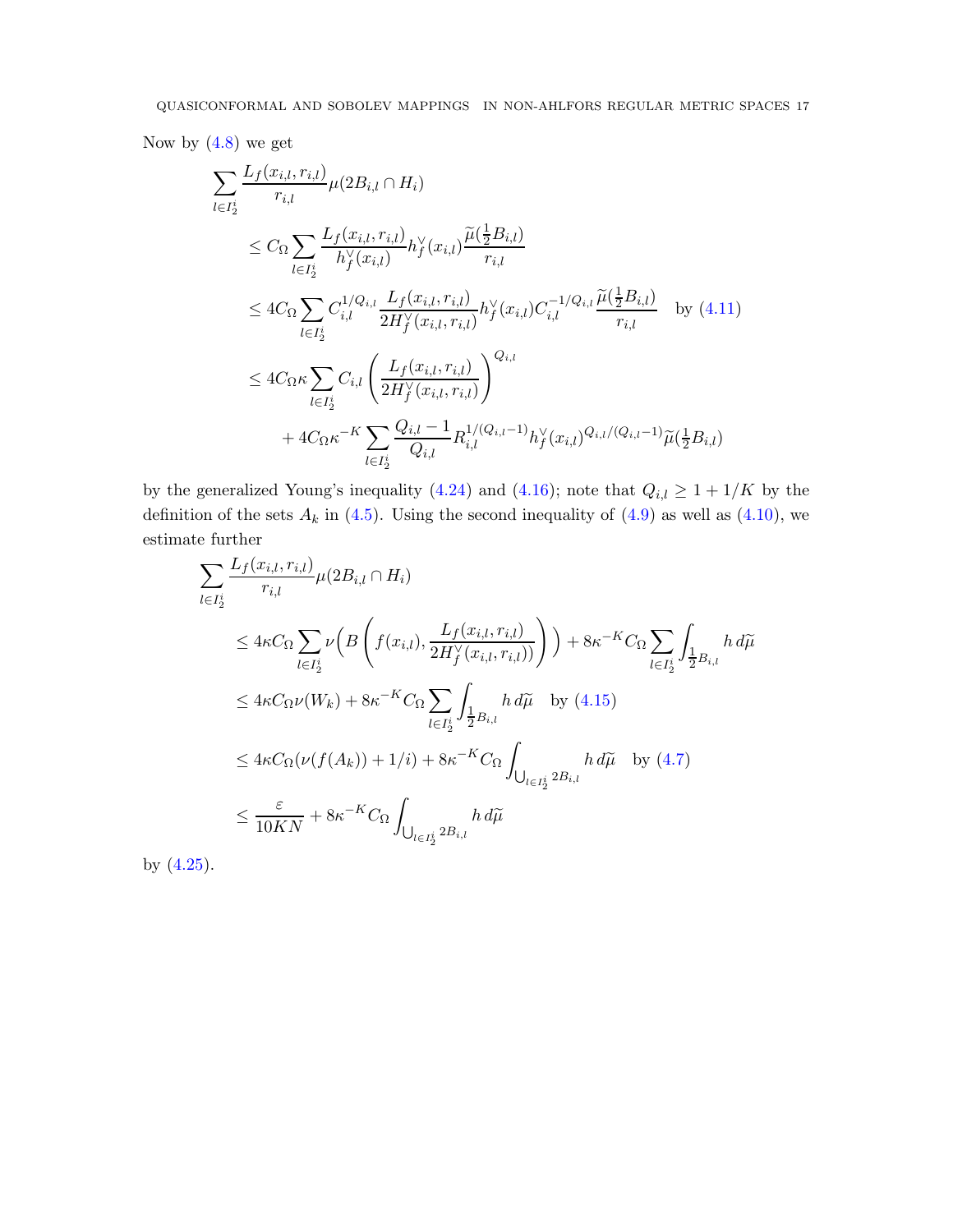Now by (4.8) we get

$$
\begin{aligned}
\sum_{l \in I_2^i} & \frac{L_f(x_{i,l}, r_{i,l})}{r_{i,l}} \mu(2B_{i,l} \cap H_i) \\
&\le C_\Omega \sum_{l \in I_2^i} \frac{L_f(x_{i,l}, r_{i,l})}{h_f^\vee(x_{i,l})} h_f^\vee(x_{i,l}) \frac{\widetilde{\mu}(\frac{1}{2}B_{i,l})}{r_{i,l}} \\
&\le 4C_\Omega \sum_{l \in I_2^i} C_{i,l}^{1/Q_{i,l}} \frac{L_f(x_{i,l}, r_{i,l})}{2H_f^\vee(x_{i,l}, r_{i,l})} h_f^\vee(x_{i,l}) C_{i,l}^{-1/Q_{i,l}} \frac{\widetilde{\mu}(\frac{1}{2}B_{i,l})}{r_{i,l}} \quad \text{by (4.11)} \\
&\le 4C_\Omega \kappa \sum_{l \in I_2^i} C_{i,l} \left( \frac{L_f(x_{i,l}, r_{i,l})}{2H_f^\vee(x_{i,l}, r_{i,l})} \right)^{Q_{i,l}} \\
&\qquad + 4C_\Omega \kappa^{-K} \sum_{l \in I_2^i} \frac{Q_{i,l} - 1}{Q_{i,l}} R_{i,l}^{1/(Q_{i,l}-1)} h_f^\vee(x_{i,l})^{Q_{i,l}/(Q_{i,l}-1)} \widetilde{\mu}(\tfrac{1}{2}B_{i,l})
\end{aligned}
$$

by the generalized Young's inequality (4.24) and (4.16); note that $Q_{i,l} \ge 1 + 1/K$ by the definition of the sets $A_k$ in (4.5). Using the second inequality of (4.9) as well as (4.10), we estimate further

$$
\begin{aligned}
\sum_{l \in I_2^i} & \frac{L_f(x_{i,l}, r_{i,l})}{r_{i,l}} \mu(2B_{i,l} \cap H_i) \\
&\le 4\kappa C_\Omega \sum_{l \in I_2^i} \nu\Big( B\left( f(x_{i,l}), \frac{L_f(x_{i,l}, r_{i,l})}{2H_f^\vee(x_{i,l}, r_{i,l}))} \right) \Big) + 8\kappa^{-K} C_\Omega \sum_{l \in I_2^i} \int_{\frac{1}{2}B_{i,l}} h \, d\widetilde{\mu} \\
&\le 4\kappa C_\Omega \nu(W_k) + 8\kappa^{-K} C_\Omega \sum_{l \in I_2^i} \int_{\frac{1}{2}B_{i,l}} h \, d\widetilde{\mu} \quad \text{by (4.15)} \\
&\le 4\kappa C_\Omega (\nu(f(A_k)) + 1/i) + 8\kappa^{-K} C_\Omega \int_{\bigcup_{l \in I_2^i} 2B_{i,l}} h \, d\widetilde{\mu} \quad \text{by (4.7)} \\
&\le \frac{\varepsilon}{10KN} + 8\kappa^{-K} C_\Omega \int_{\bigcup_{l \in I_2^i} 2B_{i,l}} h \, d\widetilde{\mu}
\end{aligned}
$$

by (4.25).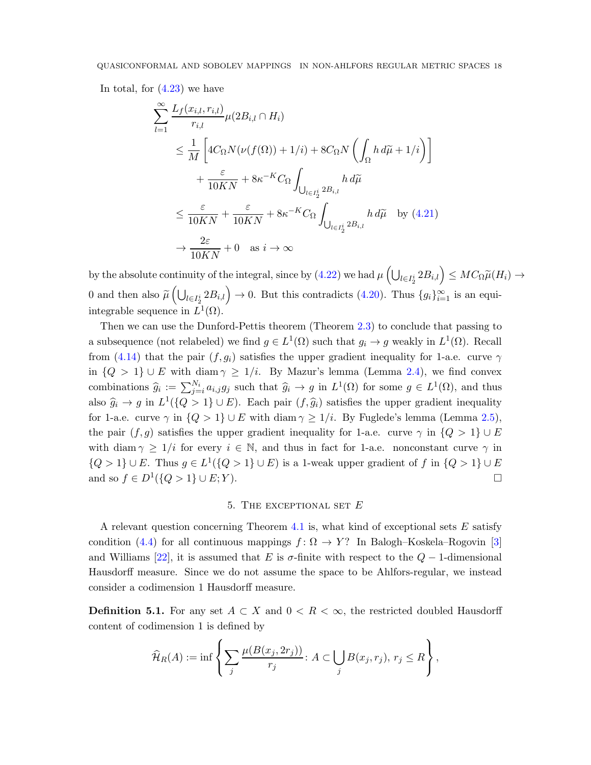In total, for (4.23) we have

$$
\begin{aligned}
\sum_{l=1}^{\infty} & \frac{L_f(x_{i,l}, r_{i,l})}{r_{i,l}} \mu(2B_{i,l} \cap H_i) \\
&\le \frac{1}{M}\left[4C_\Omega N(\nu(f(\Omega)) + 1/i) + 8C_\Omega N\left(\int_\Omega h\, d\widetilde{\mu} + 1/i\right)\right] \\
&\qquad + \frac{\varepsilon}{10KN} + 8\kappa^{-K} C_\Omega \int_{\bigcup_{l\in I_2^i} 2B_{i,l}} h\, d\widetilde{\mu} \\
&\le \frac{\varepsilon}{10KN} + \frac{\varepsilon}{10KN} + 8\kappa^{-K} C_\Omega \int_{\bigcup_{l\in I_2^i} 2B_{i,l}} h\, d\widetilde{\mu} \quad \text{by (4.21)} \\
&\to \frac{2\varepsilon}{10KN} + 0 \quad \text{as } i \to \infty
\end{aligned}
$$

by the absolute continuity of the integral, since by (4.22) we had $\mu\left(\bigcup_{l\in I_2^i} 2B_{i,l}\right) \le MC_\Omega \widetilde{\mu}(H_i) \to 0$ and then also $\widetilde{\mu}\left(\bigcup_{l\in I_2^i} 2B_{i,l}\right) \to 0$. But this contradicts (4.20). Thus $\{g_i\}_{i=1}^\infty$ is an equi-integrable sequence in $L^1(\Omega)$.

Then we can use the Dunford-Pettis theorem (Theorem 2.3) to conclude that passing to a subsequence (not relabeled) we find $g \in L^1(\Omega)$ such that $g_i \to g$ weakly in $L^1(\Omega)$. Recall from (4.14) that the pair $(f, g_i)$ satisfies the upper gradient inequality for 1-a.e. curve $\gamma$ in $\{Q > 1\} \cup E$ with $\operatorname{diam}\gamma \ge 1/i$. By Mazur's lemma (Lemma 2.4), we find convex combinations $\widehat{g}_i := \sum_{j=i}^{N_i} a_{i,j} g_j$ such that $\widehat{g}_i \to g$ in $L^1(\Omega)$ for some $g \in L^1(\Omega)$, and thus also $\widehat{g}_i \to g$ in $L^1(\{Q > 1\} \cup E)$. Each pair $(f, \widehat{g}_i)$ satisfies the upper gradient inequality for 1-a.e. curve $\gamma$ in $\{Q > 1\} \cup E$ with $\operatorname{diam}\gamma \ge 1/i$. By Fuglede's lemma (Lemma 2.5), the pair $(f, g)$ satisfies the upper gradient inequality for 1-a.e. curve $\gamma$ in $\{Q > 1\} \cup E$ with $\operatorname{diam}\gamma \ge 1/i$ for every $i \in \mathbb{N}$, and thus in fact for 1-a.e. nonconstant curve $\gamma$ in $\{Q > 1\} \cup E$. Thus $g \in L^1(\{Q > 1\} \cup E)$ is a 1-weak upper gradient of $f$ in $\{Q > 1\} \cup E$ and so $f \in D^1(\{Q > 1\} \cup E; Y)$. $\square$

## 5. The exceptional set $E$

A relevant question concerning Theorem 4.1 is, what kind of exceptional sets $E$ satisfy condition (4.4) for all continuous mappings $f\colon \Omega \to Y$? In Balogh–Koskela–Rogovin [3] and Williams [22], it is assumed that $E$ is $\sigma$-finite with respect to the $Q-1$-dimensional Hausdorff measure. Since we do not assume the space to be Ahlfors-regular, we instead consider a codimension 1 Hausdorff measure.

**Definition 5.1.** For any set $A \subset X$ and $0 < R < \infty$, the restricted doubled Hausdorff content of codimension 1 is defined by

$$
\widehat{\mathcal{H}}_R(A) := \inf\left\{\sum_j \frac{\mu(B(x_j, 2r_j))}{r_j} \colon A \subset \bigcup_j B(x_j, r_j),\ r_j \le R\right\},
$$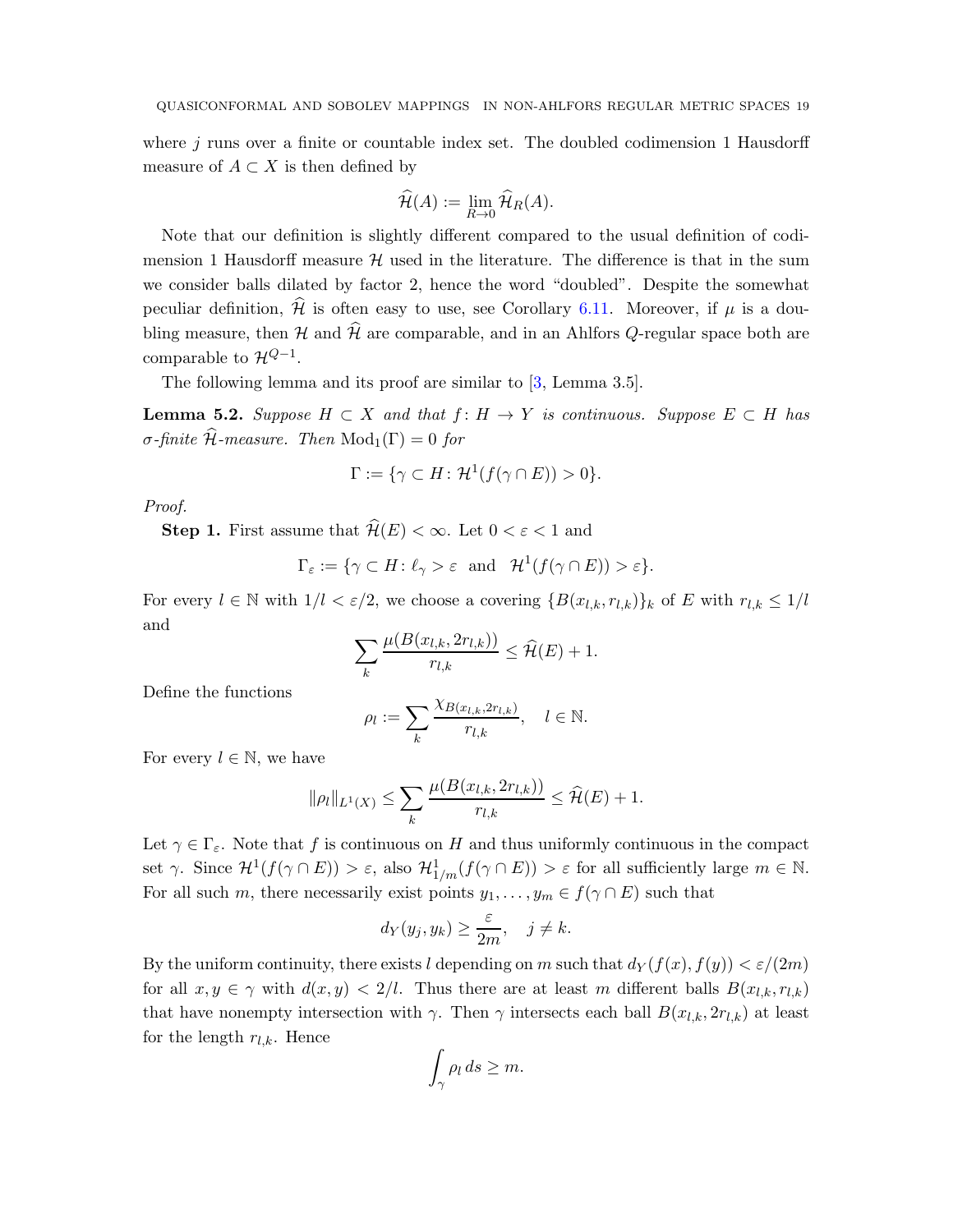where $j$ runs over a finite or countable index set. The doubled codimension 1 Hausdorff measure of $A \subset X$ is then defined by

$$\widehat{\mathcal{H}}(A) := \lim_{R \to 0} \widehat{\mathcal{H}}_R(A).$$

Note that our definition is slightly different compared to the usual definition of codimension 1 Hausdorff measure $\mathcal{H}$ used in the literature. The difference is that in the sum we consider balls dilated by factor 2, hence the word "doubled". Despite the somewhat peculiar definition, $\widehat{\mathcal{H}}$ is often easy to use, see Corollary 6.11. Moreover, if $\mu$ is a doubling measure, then $\mathcal{H}$ and $\widehat{\mathcal{H}}$ are comparable, and in an Ahlfors $Q$-regular space both are comparable to $\mathcal{H}^{Q-1}$.

The following lemma and its proof are similar to [3, Lemma 3.5].

**Lemma 5.2.** *Suppose $H \subset X$ and that $f \colon H \to Y$ is continuous. Suppose $E \subset H$ has $\sigma$-finite $\widehat{\mathcal{H}}$-measure. Then $\mathrm{Mod}_1(\Gamma) = 0$ for*

$$\Gamma := \{\gamma \subset H \colon \mathcal{H}^1(f(\gamma \cap E)) > 0\}.$$

*Proof.*

**Step 1.** First assume that $\widehat{\mathcal{H}}(E) < \infty$. Let $0 < \varepsilon < 1$ and

$$\Gamma_\varepsilon := \{\gamma \subset H \colon \ell_\gamma > \varepsilon \ \text{ and } \ \mathcal{H}^1(f(\gamma \cap E)) > \varepsilon\}.$$

For every $l \in \mathbb{N}$ with $1/l < \varepsilon/2$, we choose a covering $\{B(x_{l,k}, r_{l,k})\}_k$ of $E$ with $r_{l,k} \le 1/l$ and

$$\sum_k \frac{\mu(B(x_{l,k}, 2r_{l,k}))}{r_{l,k}} \le \widehat{\mathcal{H}}(E) + 1.$$

Define the functions

$$\rho_l := \sum_k \frac{\chi_{B(x_{l,k}, 2r_{l,k})}}{r_{l,k}}, \quad l \in \mathbb{N}.$$

For every $l \in \mathbb{N}$, we have

$$\|\rho_l\|_{L^1(X)} \le \sum_k \frac{\mu(B(x_{l,k}, 2r_{l,k}))}{r_{l,k}} \le \widehat{\mathcal{H}}(E) + 1.$$

Let $\gamma \in \Gamma_\varepsilon$. Note that $f$ is continuous on $H$ and thus uniformly continuous in the compact set $\gamma$. Since $\mathcal{H}^1(f(\gamma \cap E)) > \varepsilon$, also $\mathcal{H}^1_{1/m}(f(\gamma \cap E)) > \varepsilon$ for all sufficiently large $m \in \mathbb{N}$. For all such $m$, there necessarily exist points $y_1, \ldots, y_m \in f(\gamma \cap E)$ such that

$$d_Y(y_j, y_k) \ge \frac{\varepsilon}{2m}, \quad j \ne k.$$

By the uniform continuity, there exists $l$ depending on $m$ such that $d_Y(f(x), f(y)) < \varepsilon/(2m)$ for all $x, y \in \gamma$ with $d(x, y) < 2/l$. Thus there are at least $m$ different balls $B(x_{l,k}, r_{l,k})$ that have nonempty intersection with $\gamma$. Then $\gamma$ intersects each ball $B(x_{l,k}, 2r_{l,k})$ at least for the length $r_{l,k}$. Hence

$$\int_\gamma \rho_l \, ds \ge m.$$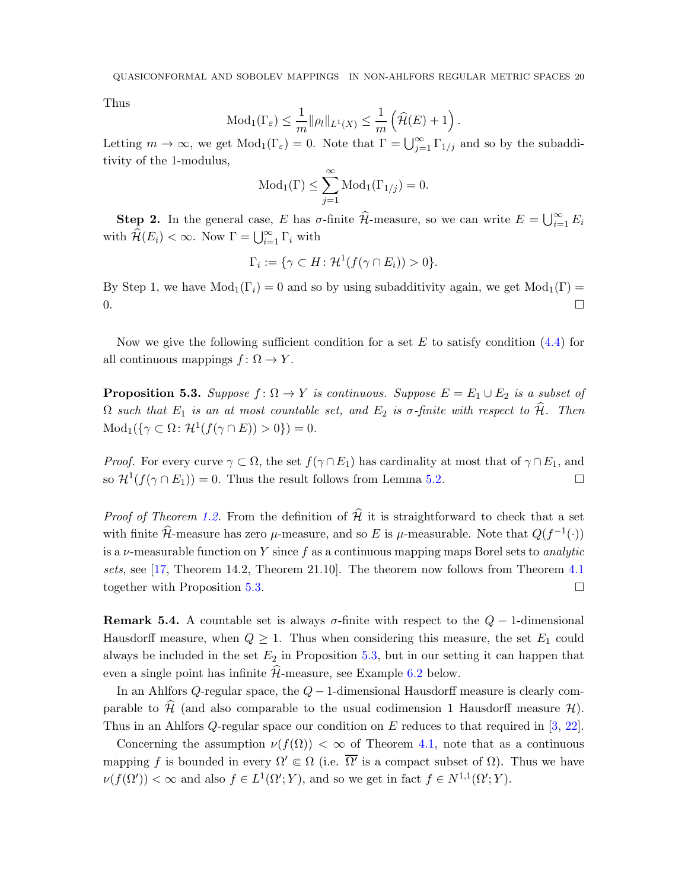Thus

$$\mathrm{Mod}_1(\Gamma_\varepsilon) \le \frac{1}{m}\|\rho_l\|_{L^1(X)} \le \frac{1}{m}\left(\widehat{\mathcal{H}}(E)+1\right).$$

Letting $m\to\infty$, we get $\mathrm{Mod}_1(\Gamma_\varepsilon)=0$. Note that $\Gamma=\bigcup_{j=1}^\infty \Gamma_{1/j}$ and so by the subadditivity of the 1-modulus,

$$\mathrm{Mod}_1(\Gamma) \le \sum_{j=1}^\infty \mathrm{Mod}_1(\Gamma_{1/j})=0.$$

**Step 2.** In the general case, $E$ has $\sigma$-finite $\widehat{\mathcal{H}}$-measure, so we can write $E=\bigcup_{i=1}^\infty E_i$ with $\widehat{\mathcal{H}}(E_i)<\infty$. Now $\Gamma=\bigcup_{i=1}^\infty \Gamma_i$ with

$$\Gamma_i := \{\gamma\subset H\colon \mathcal{H}^1(f(\gamma\cap E_i))>0\}.$$

By Step 1, we have $\mathrm{Mod}_1(\Gamma_i)=0$ and so by using subadditivity again, we get $\mathrm{Mod}_1(\Gamma)=0$. □

Now we give the following sufficient condition for a set $E$ to satisfy condition (4.4) for all continuous mappings $f\colon \Omega\to Y$.

**Proposition 5.3.** *Suppose $f\colon\Omega\to Y$ is continuous. Suppose $E=E_1\cup E_2$ is a subset of $\Omega$ such that $E_1$ is an at most countable set, and $E_2$ is $\sigma$-finite with respect to $\widehat{\mathcal{H}}$. Then $\mathrm{Mod}_1(\{\gamma\subset\Omega\colon \mathcal{H}^1(f(\gamma\cap E))>0\})=0$.*

*Proof.* For every curve $\gamma\subset\Omega$, the set $f(\gamma\cap E_1)$ has cardinality at most that of $\gamma\cap E_1$, and so $\mathcal{H}^1(f(\gamma\cap E_1))=0$. Thus the result follows from Lemma 5.2. □

*Proof of Theorem 1.2.* From the definition of $\widehat{\mathcal{H}}$ it is straightforward to check that a set with finite $\widehat{\mathcal{H}}$-measure has zero $\mu$-measure, and so $E$ is $\mu$-measurable. Note that $Q(f^{-1}(\cdot))$ is a $\nu$-measurable function on $Y$ since $f$ as a continuous mapping maps Borel sets to *analytic sets*, see [17, Theorem 14.2, Theorem 21.10]. The theorem now follows from Theorem 4.1 together with Proposition 5.3. □

**Remark 5.4.** A countable set is always $\sigma$-finite with respect to the $Q-1$-dimensional Hausdorff measure, when $Q\ge 1$. Thus when considering this measure, the set $E_1$ could always be included in the set $E_2$ in Proposition 5.3, but in our setting it can happen that even a single point has infinite $\widehat{\mathcal{H}}$-measure, see Example 6.2 below.

In an Ahlfors $Q$-regular space, the $Q-1$-dimensional Hausdorff measure is clearly comparable to $\widehat{\mathcal{H}}$ (and also comparable to the usual codimension 1 Hausdorff measure $\mathcal{H}$). Thus in an Ahlfors $Q$-regular space our condition on $E$ reduces to that required in [3, 22].

Concerning the assumption $\nu(f(\Omega))<\infty$ of Theorem 4.1, note that as a continuous mapping $f$ is bounded in every $\Omega'\Subset\Omega$ (i.e. $\overline{\Omega'}$ is a compact subset of $\Omega$). Thus we have $\nu(f(\Omega'))<\infty$ and also $f\in L^1(\Omega';Y)$, and so we get in fact $f\in N^{1,1}(\Omega';Y)$.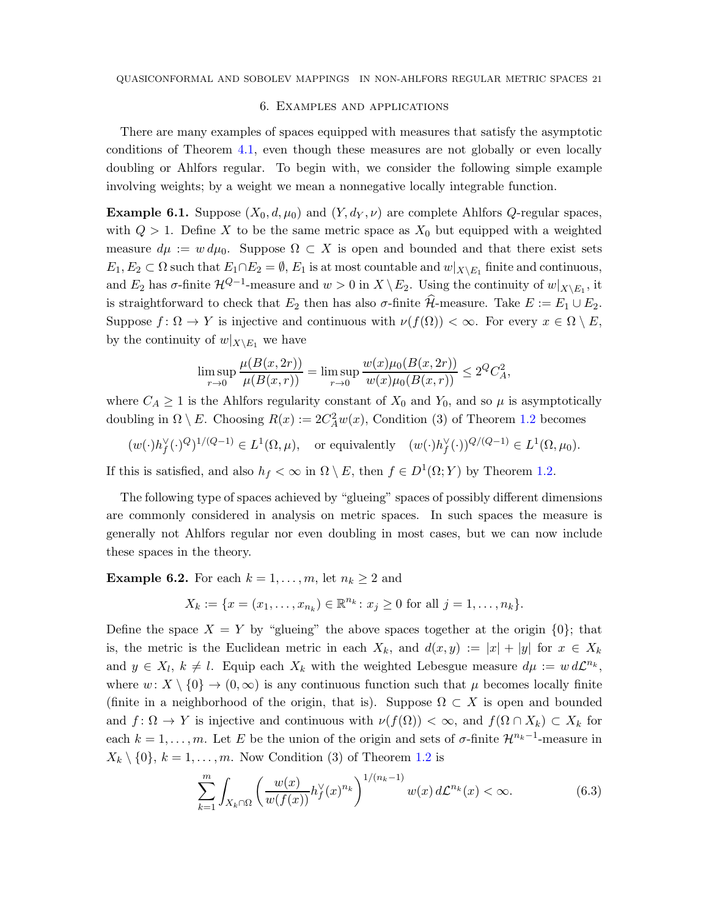## 6. Examples and applications

There are many examples of spaces equipped with measures that satisfy the asymptotic conditions of Theorem 4.1, even though these measures are not globally or even locally doubling or Ahlfors regular. To begin with, we consider the following simple example involving weights; by a weight we mean a nonnegative locally integrable function.

**Example 6.1.** Suppose $(X_0, d, \mu_0)$ and $(Y, d_Y, \nu)$ are complete Ahlfors $Q$-regular spaces, with $Q > 1$. Define $X$ to be the same metric space as $X_0$ but equipped with a weighted measure $d\mu := w\, d\mu_0$. Suppose $\Omega \subset X$ is open and bounded and that there exist sets $E_1, E_2 \subset \Omega$ such that $E_1 \cap E_2 = \emptyset$, $E_1$ is at most countable and $w|_{X\setminus E_1}$ finite and continuous, and $E_2$ has $\sigma$-finite $\mathcal{H}^{Q-1}$-measure and $w > 0$ in $X \setminus E_2$. Using the continuity of $w|_{X\setminus E_1}$, it is straightforward to check that $E_2$ then has also $\sigma$-finite $\widehat{\mathcal{H}}$-measure. Take $E := E_1 \cup E_2$. Suppose $f\colon \Omega \to Y$ is injective and continuous with $\nu(f(\Omega)) < \infty$. For every $x \in \Omega \setminus E$, by the continuity of $w|_{X\setminus E_1}$ we have

$$\limsup_{r\to 0} \frac{\mu(B(x,2r))}{\mu(B(x,r))} = \limsup_{r\to 0} \frac{w(x)\mu_0(B(x,2r))}{w(x)\mu_0(B(x,r))} \le 2^Q C_A^2,$$

where $C_A \ge 1$ is the Ahlfors regularity constant of $X_0$ and $Y_0$, and so $\mu$ is asymptotically doubling in $\Omega \setminus E$. Choosing $R(x) := 2C_A^2 w(x)$, Condition (3) of Theorem 1.2 becomes

$$(w(\cdot) h_f^\vee(\cdot)^Q)^{1/(Q-1)} \in L^1(\Omega, \mu), \quad \text{or equivalently} \quad (w(\cdot) h_f^\vee(\cdot))^{Q/(Q-1)} \in L^1(\Omega, \mu_0).$$

If this is satisfied, and also $h_f < \infty$ in $\Omega \setminus E$, then $f \in D^1(\Omega; Y)$ by Theorem 1.2.

The following type of spaces achieved by "glueing" spaces of possibly different dimensions are commonly considered in analysis on metric spaces. In such spaces the measure is generally not Ahlfors regular nor even doubling in most cases, but we can now include these spaces in the theory.

**Example 6.2.** For each $k = 1, \ldots, m$, let $n_k \ge 2$ and

$$X_k := \{x = (x_1, \ldots, x_{n_k}) \in \mathbb{R}^{n_k} \colon x_j \ge 0 \text{ for all } j = 1, \ldots, n_k\}.$$

Define the space $X = Y$ by "glueing" the above spaces together at the origin $\{0\}$; that is, the metric is the Euclidean metric in each $X_k$, and $d(x, y) := |x| + |y|$ for $x \in X_k$ and $y \in X_l$, $k \ne l$. Equip each $X_k$ with the weighted Lebesgue measure $d\mu := w\, d\mathcal{L}^{n_k}$, where $w\colon X \setminus \{0\} \to (0, \infty)$ is any continuous function such that $\mu$ becomes locally finite (finite in a neighborhood of the origin, that is). Suppose $\Omega \subset X$ is open and bounded and $f\colon \Omega \to Y$ is injective and continuous with $\nu(f(\Omega)) < \infty$, and $f(\Omega \cap X_k) \subset X_k$ for each $k = 1, \ldots, m$. Let $E$ be the union of the origin and sets of $\sigma$-finite $\mathcal{H}^{n_k-1}$-measure in $X_k \setminus \{0\}$, $k = 1, \ldots, m$. Now Condition (3) of Theorem 1.2 is

$$\sum_{k=1}^m \int_{X_k\cap\Omega} \left( \frac{w(x)}{w(f(x))} h_f^\vee(x)^{n_k} \right)^{1/(n_k-1)} w(x)\, d\mathcal{L}^{n_k}(x) < \infty. \tag{6.3}$$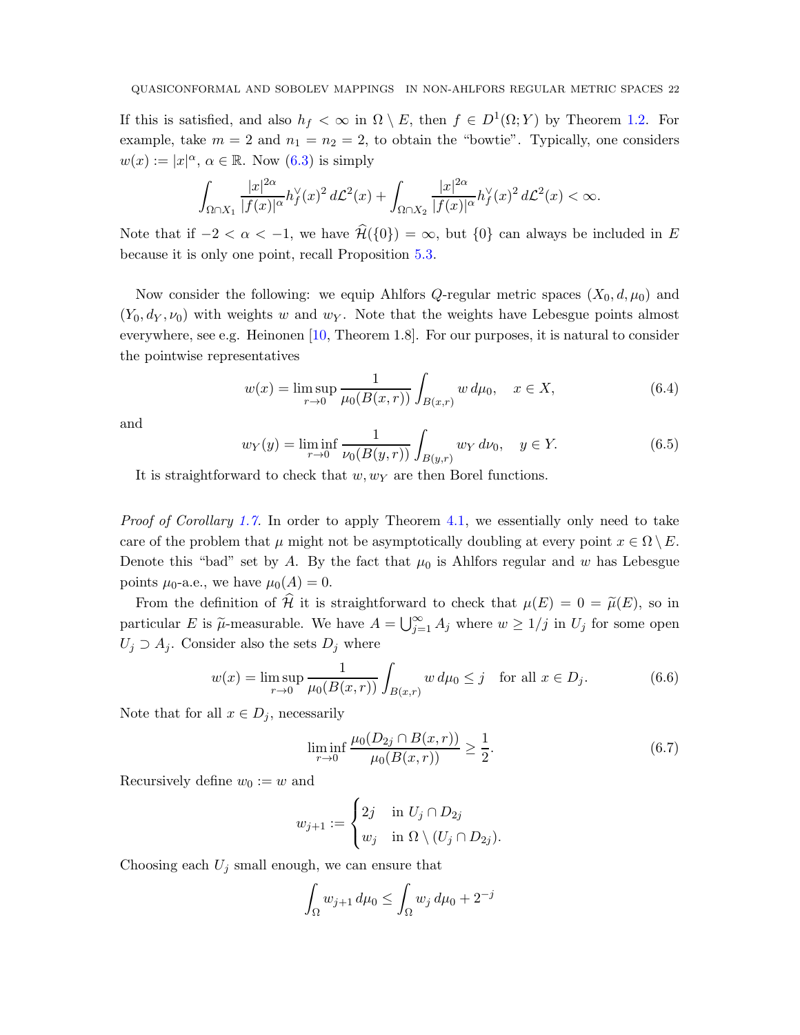If this is satisfied, and also $h_f < \infty$ in $\Omega \setminus E$, then $f \in D^1(\Omega; Y)$ by Theorem 1.2. For example, take $m = 2$ and $n_1 = n_2 = 2$, to obtain the "bowtie". Typically, one considers $w(x) := |x|^\alpha$, $\alpha \in \mathbb{R}$. Now (6.3) is simply

$$\int_{\Omega \cap X_1} \frac{|x|^{2\alpha}}{|f(x)|^\alpha} h_f^\vee(x)^2 \, d\mathcal{L}^2(x) + \int_{\Omega \cap X_2} \frac{|x|^{2\alpha}}{|f(x)|^\alpha} h_f^\vee(x)^2 \, d\mathcal{L}^2(x) < \infty.$$

Note that if $-2 < \alpha < -1$, we have $\widehat{\mathcal{H}}(\{0\}) = \infty$, but $\{0\}$ can always be included in $E$ because it is only one point, recall Proposition 5.3.

Now consider the following: we equip Ahlfors $Q$-regular metric spaces $(X_0, d, \mu_0)$ and $(Y_0, d_Y, \nu_0)$ with weights $w$ and $w_Y$. Note that the weights have Lebesgue points almost everywhere, see e.g. Heinonen [10, Theorem 1.8]. For our purposes, it is natural to consider the pointwise representatives

$$w(x) = \limsup_{r \to 0} \frac{1}{\mu_0(B(x,r))} \int_{B(x,r)} w \, d\mu_0, \quad x \in X, \tag{6.4}$$

and

$$w_Y(y) = \liminf_{r \to 0} \frac{1}{\nu_0(B(y,r))} \int_{B(y,r)} w_Y \, d\nu_0, \quad y \in Y. \tag{6.5}$$

It is straightforward to check that $w, w_Y$ are then Borel functions.

*Proof of Corollary 1.7.* In order to apply Theorem 4.1, we essentially only need to take care of the problem that $\mu$ might not be asymptotically doubling at every point $x \in \Omega \setminus E$. Denote this "bad" set by $A$. By the fact that $\mu_0$ is Ahlfors regular and $w$ has Lebesgue points $\mu_0$-a.e., we have $\mu_0(A) = 0$.

From the definition of $\widehat{\mathcal{H}}$ it is straightforward to check that $\mu(E) = 0 = \widetilde{\mu}(E)$, so in particular $E$ is $\widetilde{\mu}$-measurable. We have $A = \bigcup_{j=1}^\infty A_j$ where $w \geq 1/j$ in $U_j$ for some open $U_j \supset A_j$. Consider also the sets $D_j$ where

$$w(x) = \limsup_{r \to 0} \frac{1}{\mu_0(B(x,r))} \int_{B(x,r)} w \, d\mu_0 \leq j \quad \text{for all } x \in D_j. \tag{6.6}$$

Note that for all $x \in D_j$, necessarily

$$\liminf_{r \to 0} \frac{\mu_0(D_{2j} \cap B(x,r))}{\mu_0(B(x,r))} \geq \frac{1}{2}. \tag{6.7}$$

Recursively define $w_0 := w$ and

$$w_{j+1} := \begin{cases} 2j & \text{in } U_j \cap D_{2j} \\ w_j & \text{in } \Omega \setminus (U_j \cap D_{2j}). \end{cases}$$

Choosing each $U_j$ small enough, we can ensure that

$$\int_\Omega w_{j+1} \, d\mu_0 \leq \int_\Omega w_j \, d\mu_0 + 2^{-j}$$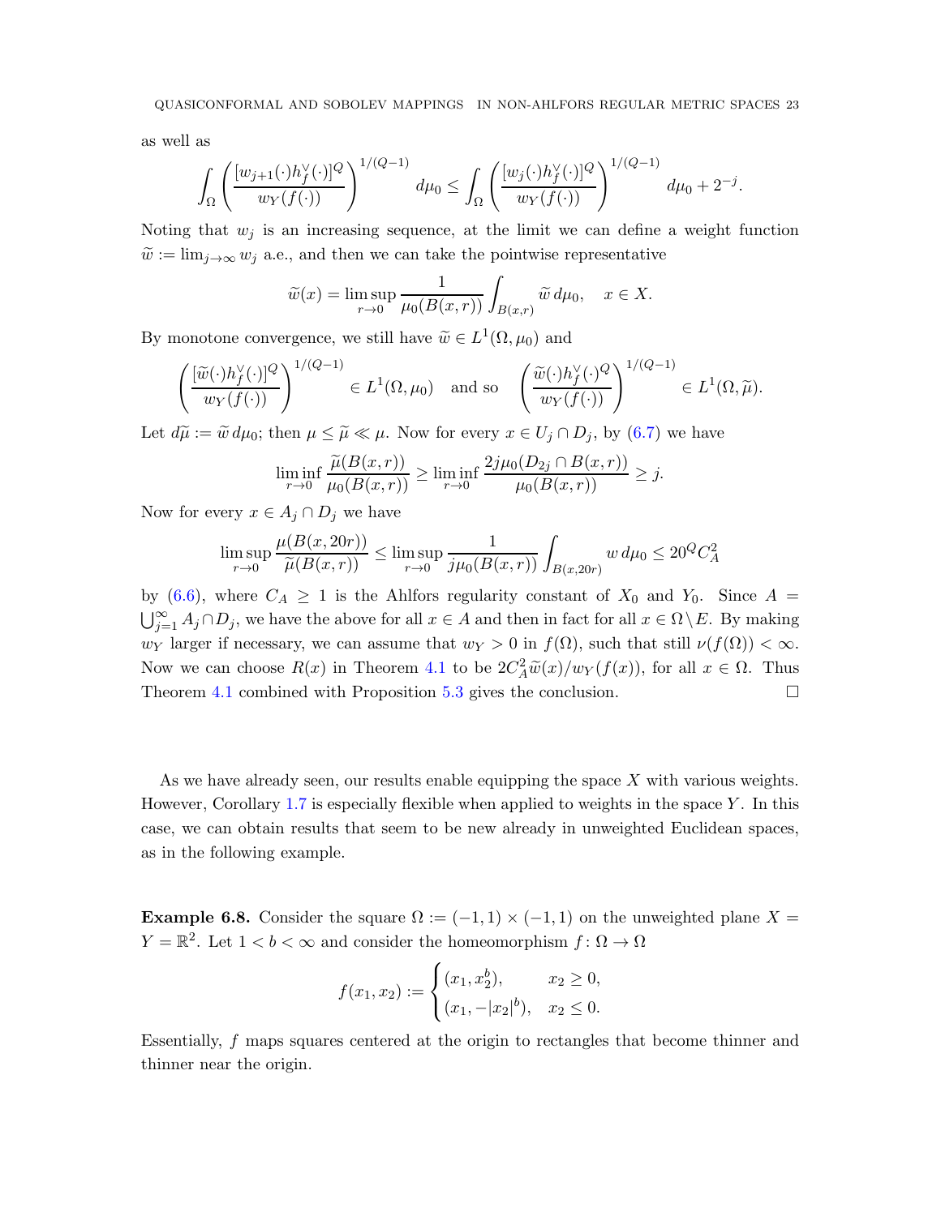as well as

$$\int_\Omega \left( \frac{[w_{j+1}(\cdot) h_f^\vee(\cdot)]^Q}{w_Y(f(\cdot))} \right)^{1/(Q-1)} d\mu_0 \le \int_\Omega \left( \frac{[w_j(\cdot) h_f^\vee(\cdot)]^Q}{w_Y(f(\cdot))} \right)^{1/(Q-1)} d\mu_0 + 2^{-j}.$$

Noting that $w_j$ is an increasing sequence, at the limit we can define a weight function $\widetilde{w} := \lim_{j\to\infty} w_j$ a.e., and then we can take the pointwise representative

$$\widetilde{w}(x) = \limsup_{r\to 0} \frac{1}{\mu_0(B(x,r))} \int_{B(x,r)} \widetilde{w}\, d\mu_0, \quad x \in X.$$

By monotone convergence, we still have $\widetilde{w} \in L^1(\Omega, \mu_0)$ and

$$\left( \frac{[\widetilde{w}(\cdot) h_f^\vee(\cdot)]^Q}{w_Y(f(\cdot))} \right)^{1/(Q-1)} \in L^1(\Omega, \mu_0) \quad \text{and so} \quad \left( \frac{\widetilde{w}(\cdot) h_f^\vee(\cdot)^Q}{w_Y(f(\cdot))} \right)^{1/(Q-1)} \in L^1(\Omega, \widetilde{\mu}).$$

Let $d\widetilde{\mu} := \widetilde{w}\, d\mu_0$; then $\mu \le \widetilde{\mu} \ll \mu$. Now for every $x \in U_j \cap D_j$, by (6.7) we have

$$\liminf_{r\to 0} \frac{\widetilde{\mu}(B(x,r))}{\mu_0(B(x,r))} \ge \liminf_{r\to 0} \frac{2j\mu_0(D_{2j} \cap B(x,r))}{\mu_0(B(x,r))} \ge j.$$

Now for every $x \in A_j \cap D_j$ we have

$$\limsup_{r\to 0} \frac{\mu(B(x,20r))}{\widetilde{\mu}(B(x,r))} \le \limsup_{r\to 0} \frac{1}{j\mu_0(B(x,r))} \int_{B(x,20r)} w\, d\mu_0 \le 20^Q C_A^2$$

by (6.6), where $C_A \ge 1$ is the Ahlfors regularity constant of $X_0$ and $Y_0$. Since $A = \bigcup_{j=1}^\infty A_j \cap D_j$, we have the above for all $x \in A$ and then in fact for all $x \in \Omega \setminus E$. By making $w_Y$ larger if necessary, we can assume that $w_Y > 0$ in $f(\Omega)$, such that still $\nu(f(\Omega)) < \infty$. Now we can choose $R(x)$ in Theorem 4.1 to be $2C_A^2 \widetilde{w}(x)/w_Y(f(x))$, for all $x \in \Omega$. Thus Theorem 4.1 combined with Proposition 5.3 gives the conclusion. □

As we have already seen, our results enable equipping the space $X$ with various weights. However, Corollary 1.7 is especially flexible when applied to weights in the space $Y$. In this case, we can obtain results that seem to be new already in unweighted Euclidean spaces, as in the following example.

**Example 6.8.** Consider the square $\Omega := (-1,1) \times (-1,1)$ on the unweighted plane $X = Y = \mathbb{R}^2$. Let $1 < b < \infty$ and consider the homeomorphism $f\colon \Omega \to \Omega$

$$f(x_1, x_2) := \begin{cases} (x_1, x_2^b), & x_2 \ge 0, \\ (x_1, -|x_2|^b), & x_2 \le 0. \end{cases}$$

Essentially, $f$ maps squares centered at the origin to rectangles that become thinner and thinner near the origin.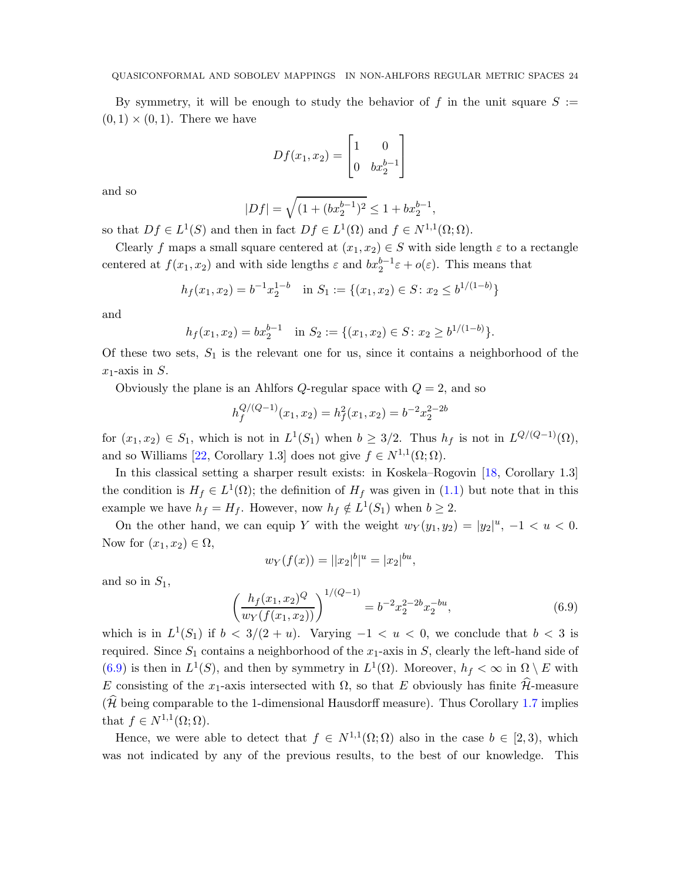By symmetry, it will be enough to study the behavior of $f$ in the unit square $S := (0,1)\times(0,1)$. There we have

$$Df(x_1,x_2) = \begin{bmatrix} 1 & 0 \\ 0 & bx_2^{b-1} \end{bmatrix}$$

and so

$$|Df| = \sqrt{(1+(bx_2^{b-1})^2} \le 1 + bx_2^{b-1},$$

so that $Df \in L^1(S)$ and then in fact $Df \in L^1(\Omega)$ and $f \in N^{1,1}(\Omega;\Omega)$.

Clearly $f$ maps a small square centered at $(x_1,x_2)\in S$ with side length $\varepsilon$ to a rectangle centered at $f(x_1,x_2)$ and with side lengths $\varepsilon$ and $bx_2^{b-1}\varepsilon + o(\varepsilon)$. This means that

$$h_f(x_1,x_2) = b^{-1}x_2^{1-b} \quad \text{in } S_1 := \{(x_1,x_2)\in S\colon x_2 \le b^{1/(1-b)}\}$$

and

$$h_f(x_1,x_2) = bx_2^{b-1} \quad \text{in } S_2 := \{(x_1,x_2)\in S\colon x_2 \ge b^{1/(1-b)}\}.$$

Of these two sets, $S_1$ is the relevant one for us, since it contains a neighborhood of the $x_1$-axis in $S$.

Obviously the plane is an Ahlfors $Q$-regular space with $Q=2$, and so

$$h_f^{Q/(Q-1)}(x_1,x_2) = h_f^2(x_1,x_2) = b^{-2}x_2^{2-2b}$$

for $(x_1,x_2)\in S_1$, which is not in $L^1(S_1)$ when $b \ge 3/2$. Thus $h_f$ is not in $L^{Q/(Q-1)}(\Omega)$, and so Williams [22, Corollary 1.3] does not give $f \in N^{1,1}(\Omega;\Omega)$.

In this classical setting a sharper result exists: in Koskela–Rogovin [18, Corollary 1.3] the condition is $H_f \in L^1(\Omega)$; the definition of $H_f$ was given in (1.1) but note that in this example we have $h_f = H_f$. However, now $h_f \notin L^1(S_1)$ when $b \ge 2$.

On the other hand, we can equip $Y$ with the weight $w_Y(y_1,y_2) = |y_2|^u$, $-1<u<0$. Now for $(x_1,x_2)\in\Omega$,

$$w_Y(f(x)) = ||x_2|^b|^u = |x_2|^{bu},$$

and so in $S_1$,

$$\left(\frac{h_f(x_1,x_2)^Q}{w_Y(f(x_1,x_2))}\right)^{1/(Q-1)} = b^{-2}x_2^{2-2b}x_2^{-bu}, \tag{6.9}$$

which is in $L^1(S_1)$ if $b < 3/(2+u)$. Varying $-1<u<0$, we conclude that $b<3$ is required. Since $S_1$ contains a neighborhood of the $x_1$-axis in $S$, clearly the left-hand side of (6.9) is then in $L^1(S)$, and then by symmetry in $L^1(\Omega)$. Moreover, $h_f<\infty$ in $\Omega\setminus E$ with $E$ consisting of the $x_1$-axis intersected with $\Omega$, so that $E$ obviously has finite $\widehat{\mathcal{H}}$-measure ($\widehat{\mathcal{H}}$ being comparable to the 1-dimensional Hausdorff measure). Thus Corollary 1.7 implies that $f \in N^{1,1}(\Omega;\Omega)$.

Hence, we were able to detect that $f\in N^{1,1}(\Omega;\Omega)$ also in the case $b\in[2,3)$, which was not indicated by any of the previous results, to the best of our knowledge. This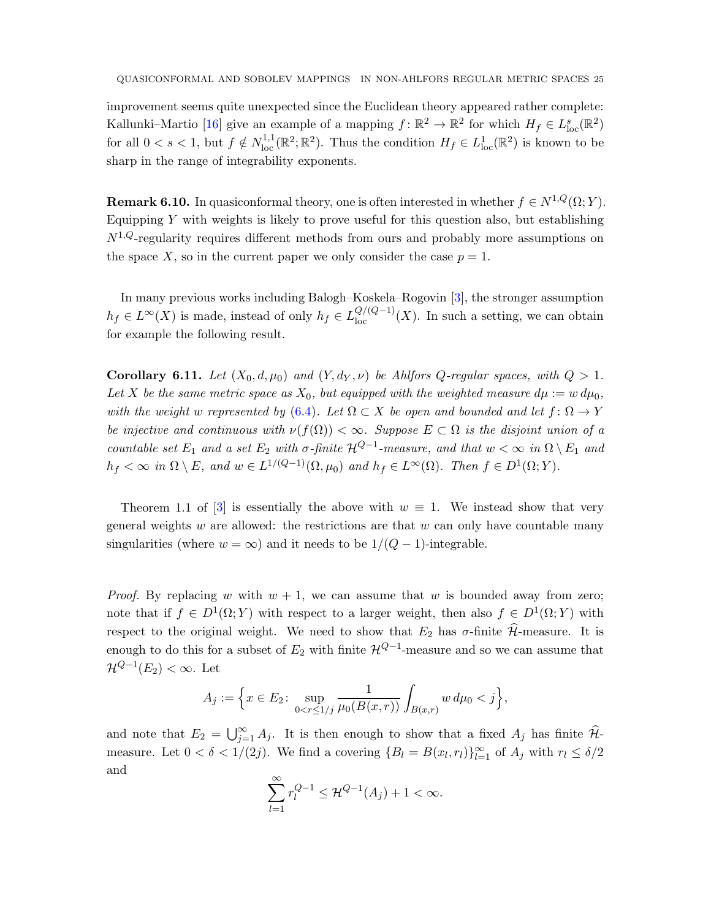improvement seems quite unexpected since the Euclidean theory appeared rather complete: Kallunki–Martio [16] give an example of a mapping $f\colon \mathbb{R}^2 \to \mathbb{R}^2$ for which $H_f \in L^s_{\mathrm{loc}}(\mathbb{R}^2)$ for all $0 < s < 1$, but $f \notin N^{1,1}_{\mathrm{loc}}(\mathbb{R}^2;\mathbb{R}^2)$. Thus the condition $H_f \in L^1_{\mathrm{loc}}(\mathbb{R}^2)$ is known to be sharp in the range of integrability exponents.

**Remark 6.10.** In quasiconformal theory, one is often interested in whether $f \in N^{1,Q}(\Omega; Y)$. Equipping $Y$ with weights is likely to prove useful for this question also, but establishing $N^{1,Q}$-regularity requires different methods from ours and probably more assumptions on the space $X$, so in the current paper we only consider the case $p = 1$.

In many previous works including Balogh–Koskela–Rogovin [3], the stronger assumption $h_f \in L^\infty(X)$ is made, instead of only $h_f \in L^{Q/(Q-1)}_{\mathrm{loc}}(X)$. In such a setting, we can obtain for example the following result.

**Corollary 6.11.** *Let $(X_0, d, \mu_0)$ and $(Y, d_Y, \nu)$ be Ahlfors $Q$-regular spaces, with $Q > 1$. Let $X$ be the same metric space as $X_0$, but equipped with the weighted measure $d\mu := w\, d\mu_0$, with the weight $w$ represented by (6.4). Let $\Omega \subset X$ be open and bounded and let $f\colon \Omega \to Y$ be injective and continuous with $\nu(f(\Omega)) < \infty$. Suppose $E \subset \Omega$ is the disjoint union of a countable set $E_1$ and a set $E_2$ with $\sigma$-finite $\mathcal{H}^{Q-1}$-measure, and that $w < \infty$ in $\Omega \setminus E_1$ and $h_f < \infty$ in $\Omega \setminus E$, and $w \in L^{1/(Q-1)}(\Omega, \mu_0)$ and $h_f \in L^\infty(\Omega)$. Then $f \in D^1(\Omega; Y)$.*

Theorem 1.1 of [3] is essentially the above with $w \equiv 1$. We instead show that very general weights $w$ are allowed: the restrictions are that $w$ can only have countable many singularities (where $w = \infty$) and it needs to be $1/(Q-1)$-integrable.

*Proof.* By replacing $w$ with $w + 1$, we can assume that $w$ is bounded away from zero; note that if $f \in D^1(\Omega; Y)$ with respect to a larger weight, then also $f \in D^1(\Omega; Y)$ with respect to the original weight. We need to show that $E_2$ has $\sigma$-finite $\widehat{\mathcal{H}}$-measure. It is enough to do this for a subset of $E_2$ with finite $\mathcal{H}^{Q-1}$-measure and so we can assume that $\mathcal{H}^{Q-1}(E_2) < \infty$. Let

$$A_j := \Big\{ x \in E_2 \colon \sup_{0 < r \le 1/j} \frac{1}{\mu_0(B(x,r))} \int_{B(x,r)} w\, d\mu_0 < j \Big\},$$

and note that $E_2 = \bigcup_{j=1}^\infty A_j$. It is then enough to show that a fixed $A_j$ has finite $\widehat{\mathcal{H}}$-measure. Let $0 < \delta < 1/(2j)$. We find a covering $\{B_l = B(x_l, r_l)\}_{l=1}^\infty$ of $A_j$ with $r_l \le \delta/2$ and

$$\sum_{l=1}^\infty r_l^{Q-1} \le \mathcal{H}^{Q-1}(A_j) + 1 < \infty.$$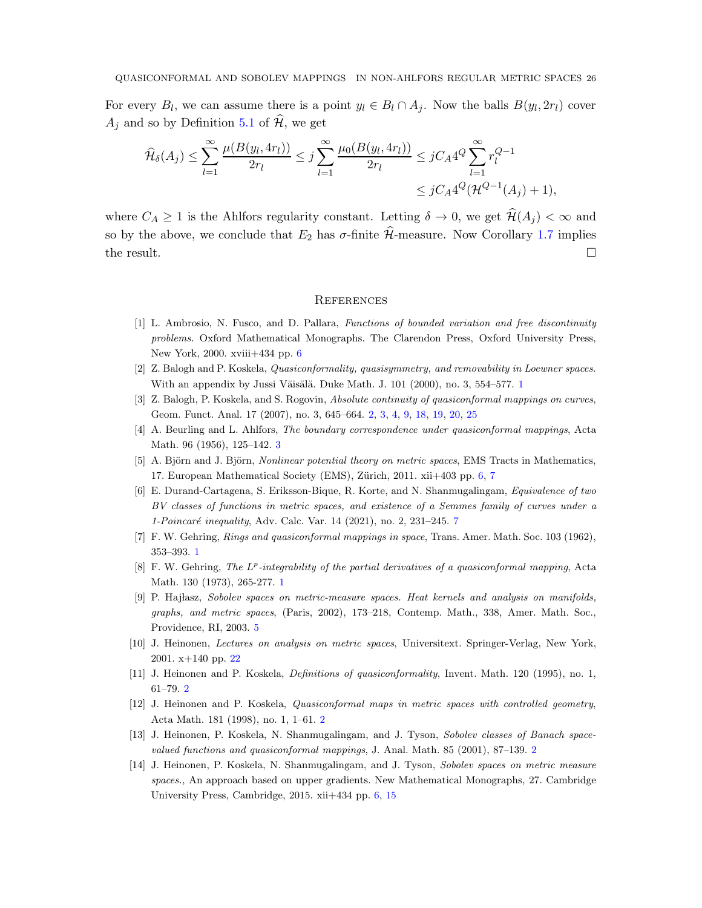For every $B_l$, we can assume there is a point $y_l \in B_l \cap A_j$. Now the balls $B(y_l, 2r_l)$ cover $A_j$ and so by Definition 5.1 of $\widehat{\mathcal{H}}$, we get

$$\widehat{\mathcal{H}}_\delta(A_j) \le \sum_{l=1}^{\infty} \frac{\mu(B(y_l, 4r_l))}{2r_l} \le j \sum_{l=1}^{\infty} \frac{\mu_0(B(y_l, 4r_l))}{2r_l} \le jC_A 4^Q \sum_{l=1}^{\infty} r_l^{Q-1}$$
$$\le jC_A 4^Q (\mathcal{H}^{Q-1}(A_j) + 1),$$

where $C_A \ge 1$ is the Ahlfors regularity constant. Letting $\delta \to 0$, we get $\widehat{\mathcal{H}}(A_j) < \infty$ and so by the above, we conclude that $E_2$ has $\sigma$-finite $\widehat{\mathcal{H}}$-measure. Now Corollary 1.7 implies the result. □

## References

[1] L. Ambrosio, N. Fusco, and D. Pallara, *Functions of bounded variation and free discontinuity problems.* Oxford Mathematical Monographs. The Clarendon Press, Oxford University Press, New York, 2000. xviii+434 pp. 6

[2] Z. Balogh and P. Koskela, *Quasiconformality, quasisymmetry, and removability in Loewner spaces.* With an appendix by Jussi Väisälä. Duke Math. J. 101 (2000), no. 3, 554–577. 1

[3] Z. Balogh, P. Koskela, and S. Rogovin, *Absolute continuity of quasiconformal mappings on curves*, Geom. Funct. Anal. 17 (2007), no. 3, 645–664. 2, 3, 4, 9, 18, 19, 20, 25

[4] A. Beurling and L. Ahlfors, *The boundary correspondence under quasiconformal mappings*, Acta Math. 96 (1956), 125–142. 3

[5] A. Björn and J. Björn, *Nonlinear potential theory on metric spaces*, EMS Tracts in Mathematics, 17. European Mathematical Society (EMS), Zürich, 2011. xii+403 pp. 6, 7

[6] E. Durand-Cartagena, S. Eriksson-Bique, R. Korte, and N. Shanmugalingam, *Equivalence of two BV classes of functions in metric spaces, and existence of a Semmes family of curves under a 1-Poincaré inequality*, Adv. Calc. Var. 14 (2021), no. 2, 231–245. 7

[7] F. W. Gehring, *Rings and quasiconformal mappings in space*, Trans. Amer. Math. Soc. 103 (1962), 353–393. 1

[8] F. W. Gehring, *The $L^p$-integrability of the partial derivatives of a quasiconformal mapping*, Acta Math. 130 (1973), 265-277. 1

[9] P. Hajłasz, *Sobolev spaces on metric-measure spaces. Heat kernels and analysis on manifolds, graphs, and metric spaces*, (Paris, 2002), 173–218, Contemp. Math., 338, Amer. Math. Soc., Providence, RI, 2003. 5

[10] J. Heinonen, *Lectures on analysis on metric spaces*, Universitext. Springer-Verlag, New York, 2001. x+140 pp. 22

[11] J. Heinonen and P. Koskela, *Definitions of quasiconformality*, Invent. Math. 120 (1995), no. 1, 61–79. 2

[12] J. Heinonen and P. Koskela, *Quasiconformal maps in metric spaces with controlled geometry*, Acta Math. 181 (1998), no. 1, 1–61. 2

[13] J. Heinonen, P. Koskela, N. Shanmugalingam, and J. Tyson, *Sobolev classes of Banach space-valued functions and quasiconformal mappings*, J. Anal. Math. 85 (2001), 87–139. 2

[14] J. Heinonen, P. Koskela, N. Shanmugalingam, and J. Tyson, *Sobolev spaces on metric measure spaces.*, An approach based on upper gradients. New Mathematical Monographs, 27. Cambridge University Press, Cambridge, 2015. xii+434 pp. 6, 15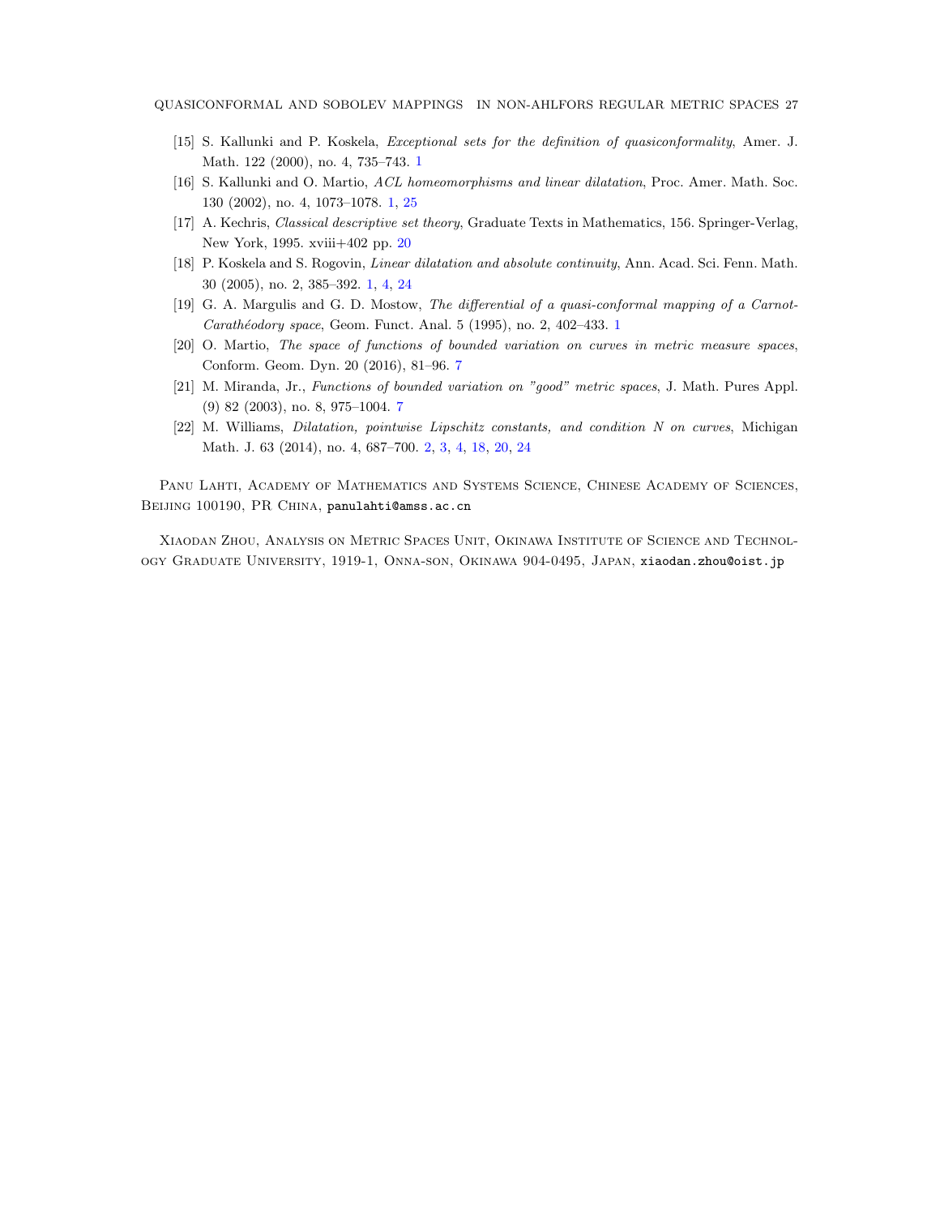[15] S. Kallunki and P. Koskela, *Exceptional sets for the definition of quasiconformality*, Amer. J. Math. 122 (2000), no. 4, 735–743. 1

[16] S. Kallunki and O. Martio, *ACL homeomorphisms and linear dilatation*, Proc. Amer. Math. Soc. 130 (2002), no. 4, 1073–1078. 1, 25

[17] A. Kechris, *Classical descriptive set theory*, Graduate Texts in Mathematics, 156. Springer-Verlag, New York, 1995. xviii+402 pp. 20

[18] P. Koskela and S. Rogovin, *Linear dilatation and absolute continuity*, Ann. Acad. Sci. Fenn. Math. 30 (2005), no. 2, 385–392. 1, 4, 24

[19] G. A. Margulis and G. D. Mostow, *The differential of a quasi-conformal mapping of a Carnot-Carathéodory space*, Geom. Funct. Anal. 5 (1995), no. 2, 402–433. 1

[20] O. Martio, *The space of functions of bounded variation on curves in metric measure spaces*, Conform. Geom. Dyn. 20 (2016), 81–96. 7

[21] M. Miranda, Jr., *Functions of bounded variation on "good" metric spaces*, J. Math. Pures Appl. (9) 82 (2003), no. 8, 975–1004. 7

[22] M. Williams, *Dilatation, pointwise Lipschitz constants, and condition N on curves*, Michigan Math. J. 63 (2014), no. 4, 687–700. 2, 3, 4, 18, 20, 24

Panu Lahti, Academy of Mathematics and Systems Science, Chinese Academy of Sciences, Beijing 100190, PR China, `panulahti@amss.ac.cn`

Xiaodan Zhou, Analysis on Metric Spaces Unit, Okinawa Institute of Science and Technology Graduate University, 1919-1, Onna-son, Okinawa 904-0495, Japan, `xiaodan.zhou@oist.jp`